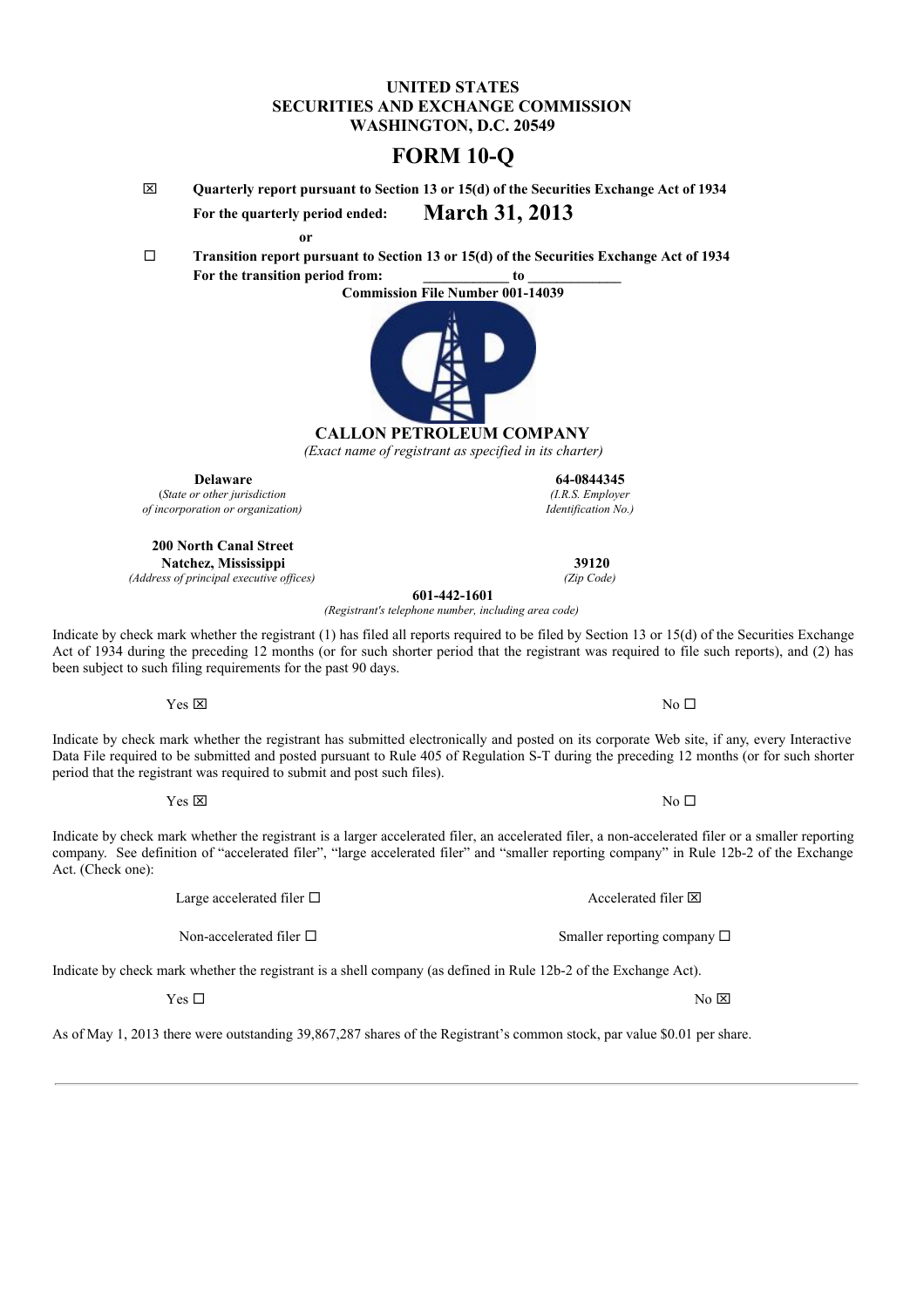# UNITED STATES
# SECURITIES AND EXCHANGE COMMISSION
# WASHINGTON, D.C. 20549

# FORM 10-Q

☒ **Quarterly report pursuant to Section 13 or 15(d) of the Securities Exchange Act of 1934**

**For the quarterly period ended: March 31, 2013**

**or**

☐ **Transition report pursuant to Section 13 or 15(d) of the Securities Exchange Act of 1934**

**For the transition period from: \_\_\_\_\_\_\_\_\_\_\_\_ to \_\_\_\_\_\_\_\_\_\_\_\_\_**

**Commission File Number 001-14039**

**CALLON PETROLEUM COMPANY**

*(Exact name of registrant as specified in its charter)*

| | |
|---|---|
| **Delaware** | **64-0844345** |
| *(State or other jurisdiction of incorporation or organization)* | *(I.R.S. Employer Identification No.)* |
| **200 North Canal Street Natchez, Mississippi** | **39120** |
| *(Address of principal executive offices)* | *(Zip Code)* |

**601-442-1601**

*(Registrant's telephone number, including area code)*

Indicate by check mark whether the registrant (1) has filed all reports required to be filed by Section 13 or 15(d) of the Securities Exchange Act of 1934 during the preceding 12 months (or for such shorter period that the registrant was required to file such reports), and (2) has been subject to such filing requirements for the past 90 days.

Yes ☒ No ☐

Indicate by check mark whether the registrant has submitted electronically and posted on its corporate Web site, if any, every Interactive Data File required to be submitted and posted pursuant to Rule 405 of Regulation S-T during the preceding 12 months (or for such shorter period that the registrant was required to submit and post such files).

Yes ☒ No ☐

Indicate by check mark whether the registrant is a larger accelerated filer, an accelerated filer, a non-accelerated filer or a smaller reporting company. See definition of "accelerated filer", "large accelerated filer" and "smaller reporting company" in Rule 12b-2 of the Exchange Act. (Check one):

Large accelerated filer ☐ Accelerated filer ☒

Non-accelerated filer ☐ Smaller reporting company ☐

Indicate by check mark whether the registrant is a shell company (as defined in Rule 12b-2 of the Exchange Act).

Yes ☐ No ☒

As of May 1, 2013 there were outstanding 39,867,287 shares of the Registrant's common stock, par value $0.01 per share.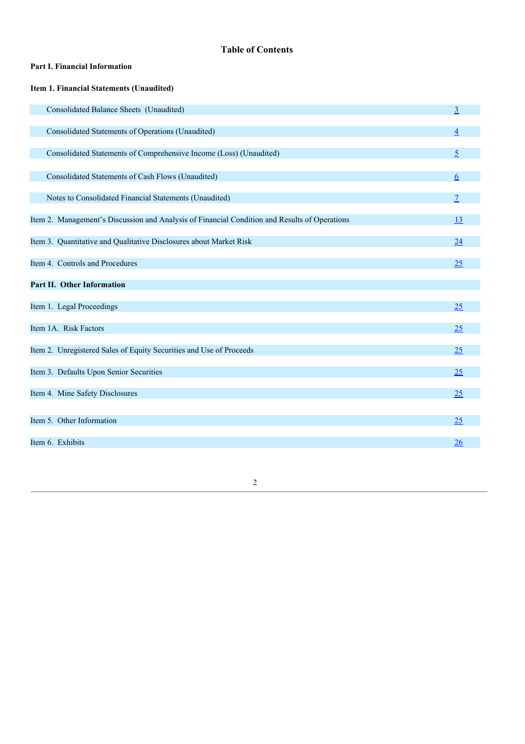# Table of Contents

**Part I. Financial Information**

**Item 1. Financial Statements (Unaudited)**

| | |
|---|---|
| Consolidated Balance Sheets (Unaudited) | 3 |
| Consolidated Statements of Operations (Unaudited) | 4 |
| Consolidated Statements of Comprehensive Income (Loss) (Unaudited) | 5 |
| Consolidated Statements of Cash Flows (Unaudited) | 6 |
| Notes to Consolidated Financial Statements (Unaudited) | 7 |
| Item 2. Management's Discussion and Analysis of Financial Condition and Results of Operations | 13 |
| Item 3. Quantitative and Qualitative Disclosures about Market Risk | 24 |
| Item 4. Controls and Procedures | 25 |
| **Part II. Other Information** | |
| Item 1. Legal Proceedings | 25 |
| Item 1A. Risk Factors | 25 |
| Item 2. Unregistered Sales of Equity Securities and Use of Proceeds | 25 |
| Item 3. Defaults Upon Senior Securities | 25 |
| Item 4. Mine Safety Disclosures | 25 |
| Item 5. Other Information | 25 |
| Item 6. Exhibits | 26 |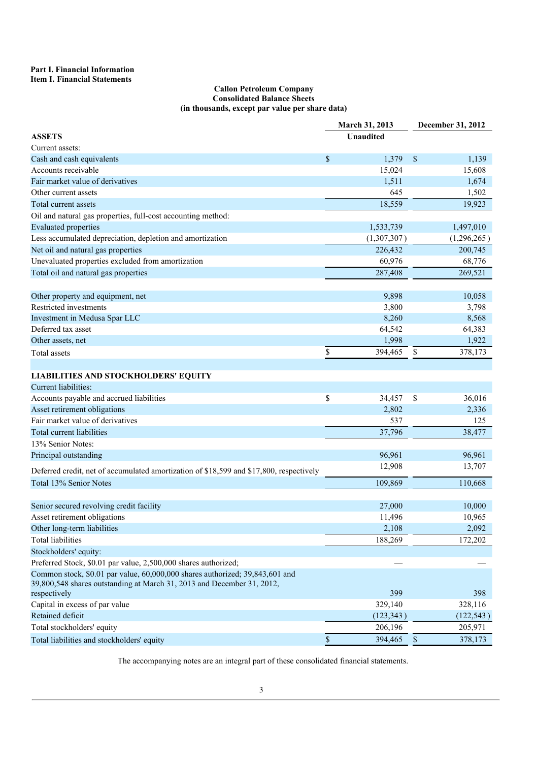**Part I. Financial Information**
**Item I. Financial Statements**

**Callon Petroleum Company**
**Consolidated Balance Sheets**
**(in thousands, except par value per share data)**

| | March 31, 2013 | December 31, 2012 |
|---|---|---|
| **ASSETS** | Unaudited | |
| Current assets: | | |
| Cash and cash equivalents | $ 1,379 | $ 1,139 |
| Accounts receivable | 15,024 | 15,608 |
| Fair market value of derivatives | 1,511 | 1,674 |
| Other current assets | 645 | 1,502 |
| Total current assets | 18,559 | 19,923 |
| Oil and natural gas properties, full-cost accounting method: | | |
| Evaluated properties | 1,533,739 | 1,497,010 |
| Less accumulated depreciation, depletion and amortization | (1,307,307 ) | (1,296,265 ) |
| Net oil and natural gas properties | 226,432 | 200,745 |
| Unevaluated properties excluded from amortization | 60,976 | 68,776 |
| Total oil and natural gas properties | 287,408 | 269,521 |
| | | |
| Other property and equipment, net | 9,898 | 10,058 |
| Restricted investments | 3,800 | 3,798 |
| Investment in Medusa Spar LLC | 8,260 | 8,568 |
| Deferred tax asset | 64,542 | 64,383 |
| Other assets, net | 1,998 | 1,922 |
| Total assets | $ 394,465 | $ 378,173 |
| | | |
| **LIABILITIES AND STOCKHOLDERS' EQUITY** | | |
| Current liabilities: | | |
| Accounts payable and accrued liabilities | $ 34,457 | $ 36,016 |
| Asset retirement obligations | 2,802 | 2,336 |
| Fair market value of derivatives | 537 | 125 |
| Total current liabilities | 37,796 | 38,477 |
| 13% Senior Notes: | | |
| Principal outstanding | 96,961 | 96,961 |
| Deferred credit, net of accumulated amortization of $18,599 and $17,800, respectively | 12,908 | 13,707 |
| Total 13% Senior Notes | 109,869 | 110,668 |
| | | |
| Senior secured revolving credit facility | 27,000 | 10,000 |
| Asset retirement obligations | 11,496 | 10,965 |
| Other long-term liabilities | 2,108 | 2,092 |
| Total liabilities | 188,269 | 172,202 |
| Stockholders' equity: | | |
| Preferred Stock, $0.01 par value, 2,500,000 shares authorized; | — | — |
| Common stock, $0.01 par value, 60,000,000 shares authorized; 39,843,601 and 39,800,548 shares outstanding at March 31, 2013 and December 31, 2012, respectively | 399 | 398 |
| Capital in excess of par value | 329,140 | 328,116 |
| Retained deficit | (123,343 ) | (122,543 ) |
| Total stockholders' equity | 206,196 | 205,971 |
| Total liabilities and stockholders' equity | $ 394,465 | $ 378,173 |

The accompanying notes are an integral part of these consolidated financial statements.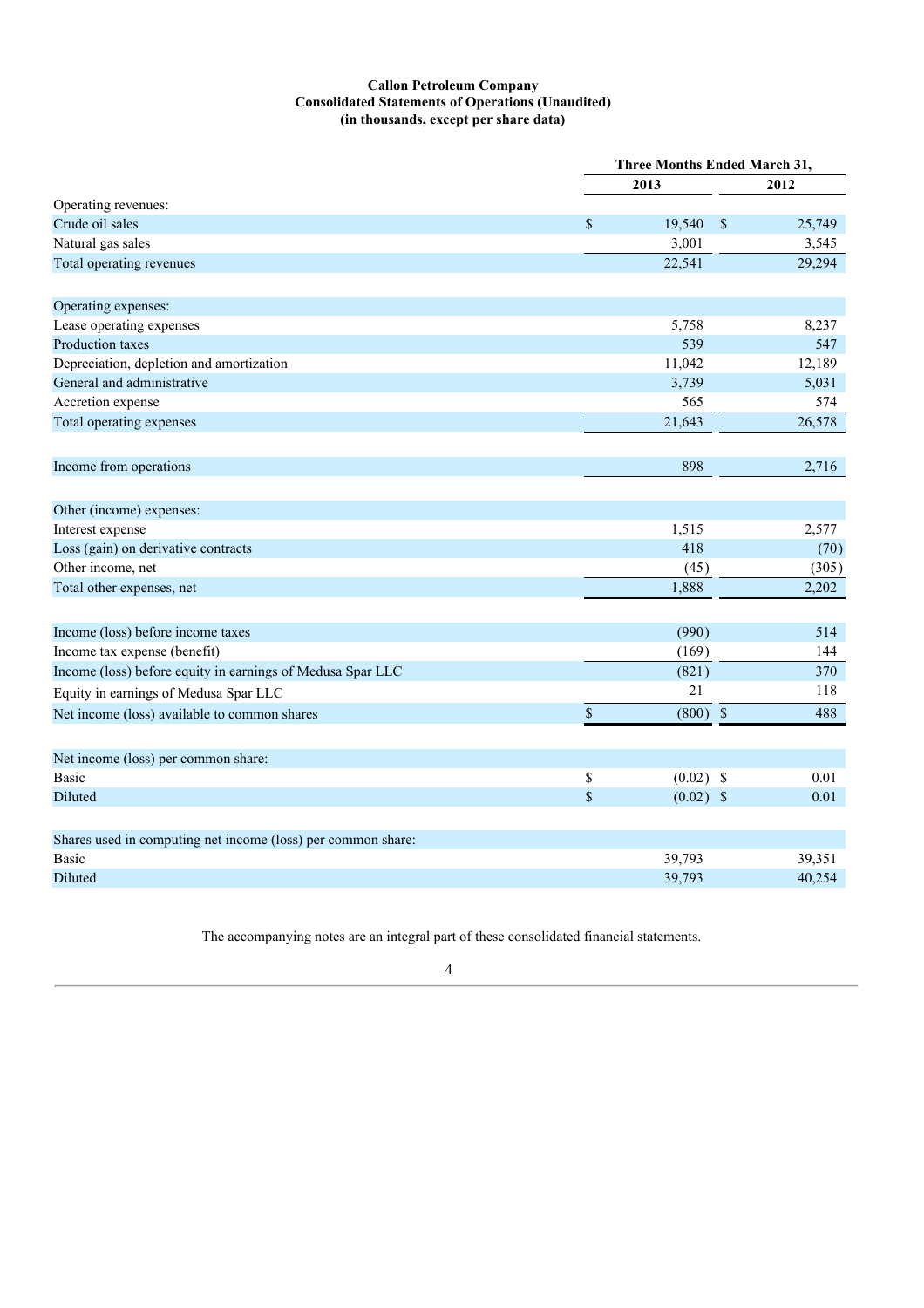**Callon Petroleum Company**
**Consolidated Statements of Operations (Unaudited)**
**(in thousands, except per share data)**

| | Three Months Ended March 31, | |
|---|---|---|
| | 2013 | 2012 |
| Operating revenues: | | |
| Crude oil sales | $ 19,540 | $ 25,749 |
| Natural gas sales | 3,001 | 3,545 |
| Total operating revenues | 22,541 | 29,294 |
| | | |
| Operating expenses: | | |
| Lease operating expenses | 5,758 | 8,237 |
| Production taxes | 539 | 547 |
| Depreciation, depletion and amortization | 11,042 | 12,189 |
| General and administrative | 3,739 | 5,031 |
| Accretion expense | 565 | 574 |
| Total operating expenses | 21,643 | 26,578 |
| | | |
| Income from operations | 898 | 2,716 |
| | | |
| Other (income) expenses: | | |
| Interest expense | 1,515 | 2,577 |
| Loss (gain) on derivative contracts | 418 | (70) |
| Other income, net | (45) | (305) |
| Total other expenses, net | 1,888 | 2,202 |
| | | |
| Income (loss) before income taxes | (990) | 514 |
| Income tax expense (benefit) | (169) | 144 |
| Income (loss) before equity in earnings of Medusa Spar LLC | (821) | 370 |
| Equity in earnings of Medusa Spar LLC | 21 | 118 |
| Net income (loss) available to common shares | $ (800) | $ 488 |
| | | |
| Net income (loss) per common share: | | |
| Basic | $ (0.02) | $ 0.01 |
| Diluted | $ (0.02) | $ 0.01 |
| | | |
| Shares used in computing net income (loss) per common share: | | |
| Basic | 39,793 | 39,351 |
| Diluted | 39,793 | 40,254 |

The accompanying notes are an integral part of these consolidated financial statements.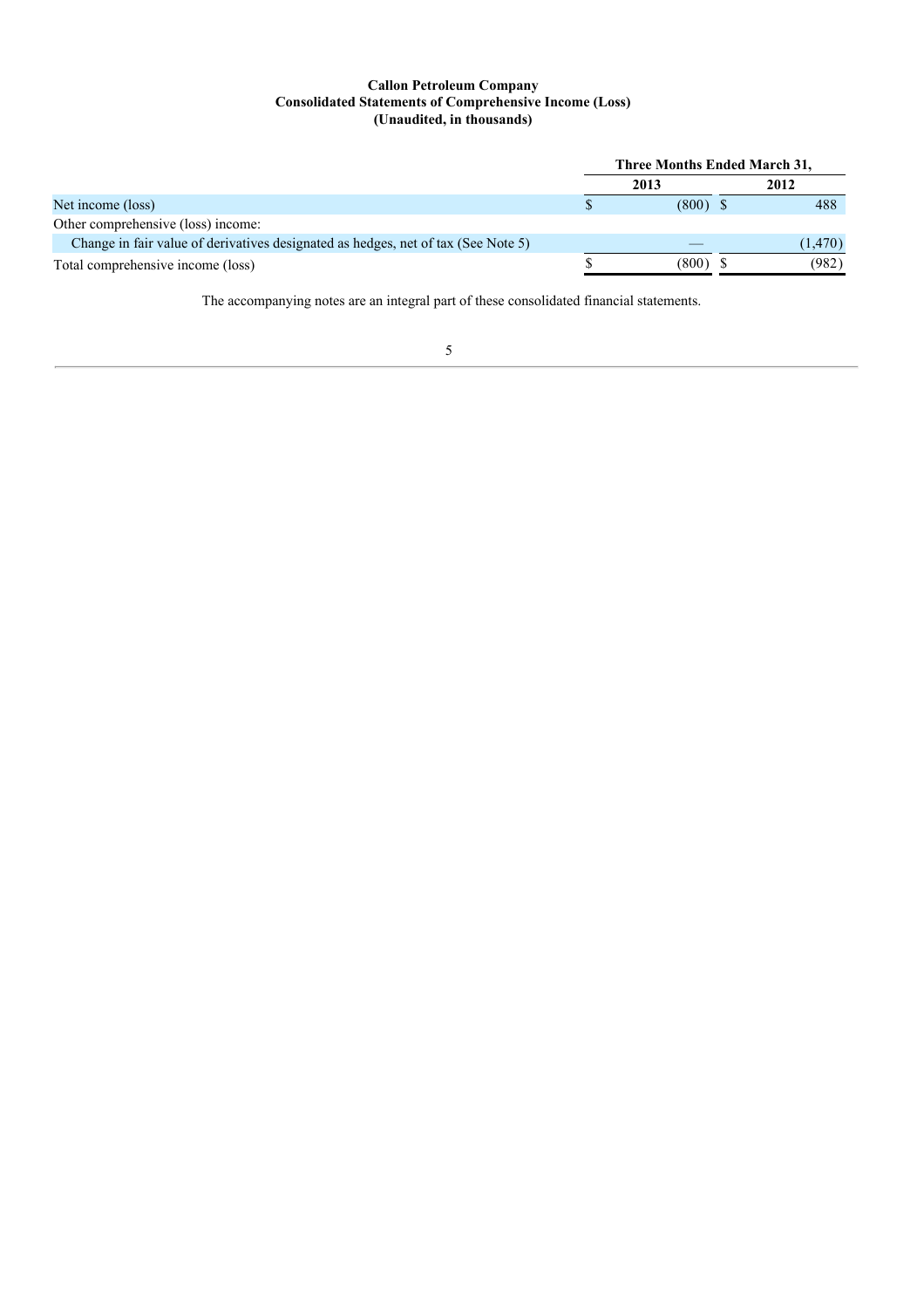**Callon Petroleum Company**
**Consolidated Statements of Comprehensive Income (Loss)**
**(Unaudited, in thousands)**

| | Three Months Ended March 31, | |
|---|---|---|
| | 2013 | 2012 |
| Net income (loss) | $ (800) | $ 488 |
| Other comprehensive (loss) income: | | |
| Change in fair value of derivatives designated as hedges, net of tax (See Note 5) | — | (1,470) |
| Total comprehensive income (loss) | $ (800) | $ (982) |

The accompanying notes are an integral part of these consolidated financial statements.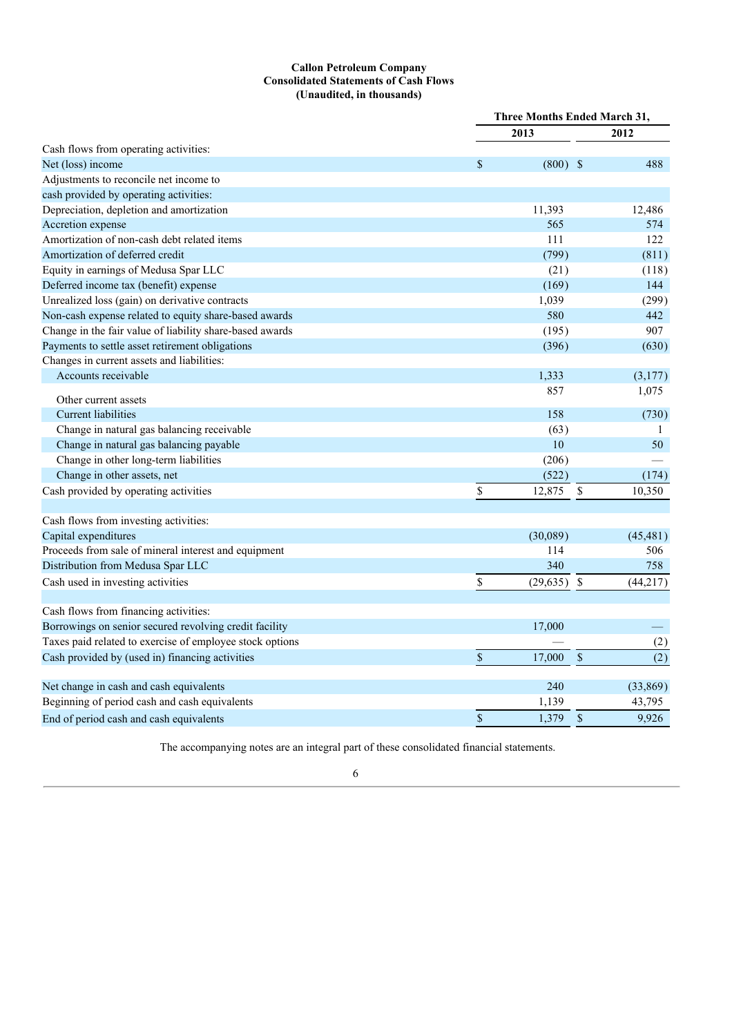**Callon Petroleum Company**
**Consolidated Statements of Cash Flows**
**(Unaudited, in thousands)**

| | Three Months Ended March 31, | |
|---|---|---|
| | 2013 | 2012 |
| Cash flows from operating activities: | | |
| Net (loss) income | $ (800) | $ 488 |
| Adjustments to reconcile net income to | | |
| cash provided by operating activities: | | |
| Depreciation, depletion and amortization | 11,393 | 12,486 |
| Accretion expense | 565 | 574 |
| Amortization of non-cash debt related items | 111 | 122 |
| Amortization of deferred credit | (799) | (811) |
| Equity in earnings of Medusa Spar LLC | (21) | (118) |
| Deferred income tax (benefit) expense | (169) | 144 |
| Unrealized loss (gain) on derivative contracts | 1,039 | (299) |
| Non-cash expense related to equity share-based awards | 580 | 442 |
| Change in the fair value of liability share-based awards | (195) | 907 |
| Payments to settle asset retirement obligations | (396) | (630) |
| Changes in current assets and liabilities: | | |
| Accounts receivable | 1,333 | (3,177) |
| Other current assets | 857 | 1,075 |
| Current liabilities | 158 | (730) |
| Change in natural gas balancing receivable | (63) | 1 |
| Change in natural gas balancing payable | 10 | 50 |
| Change in other long-term liabilities | (206) | — |
| Change in other assets, net | (522) | (174) |
| Cash provided by operating activities | $ 12,875 | $ 10,350 |
| | | |
| Cash flows from investing activities: | | |
| Capital expenditures | (30,089) | (45,481) |
| Proceeds from sale of mineral interest and equipment | 114 | 506 |
| Distribution from Medusa Spar LLC | 340 | 758 |
| Cash used in investing activities | $ (29,635) | $ (44,217) |
| | | |
| Cash flows from financing activities: | | |
| Borrowings on senior secured revolving credit facility | 17,000 | — |
| Taxes paid related to exercise of employee stock options | — | (2) |
| Cash provided by (used in) financing activities | $ 17,000 | $ (2) |
| | | |
| Net change in cash and cash equivalents | 240 | (33,869) |
| Beginning of period cash and cash equivalents | 1,139 | 43,795 |
| End of period cash and cash equivalents | $ 1,379 | $ 9,926 |

The accompanying notes are an integral part of these consolidated financial statements.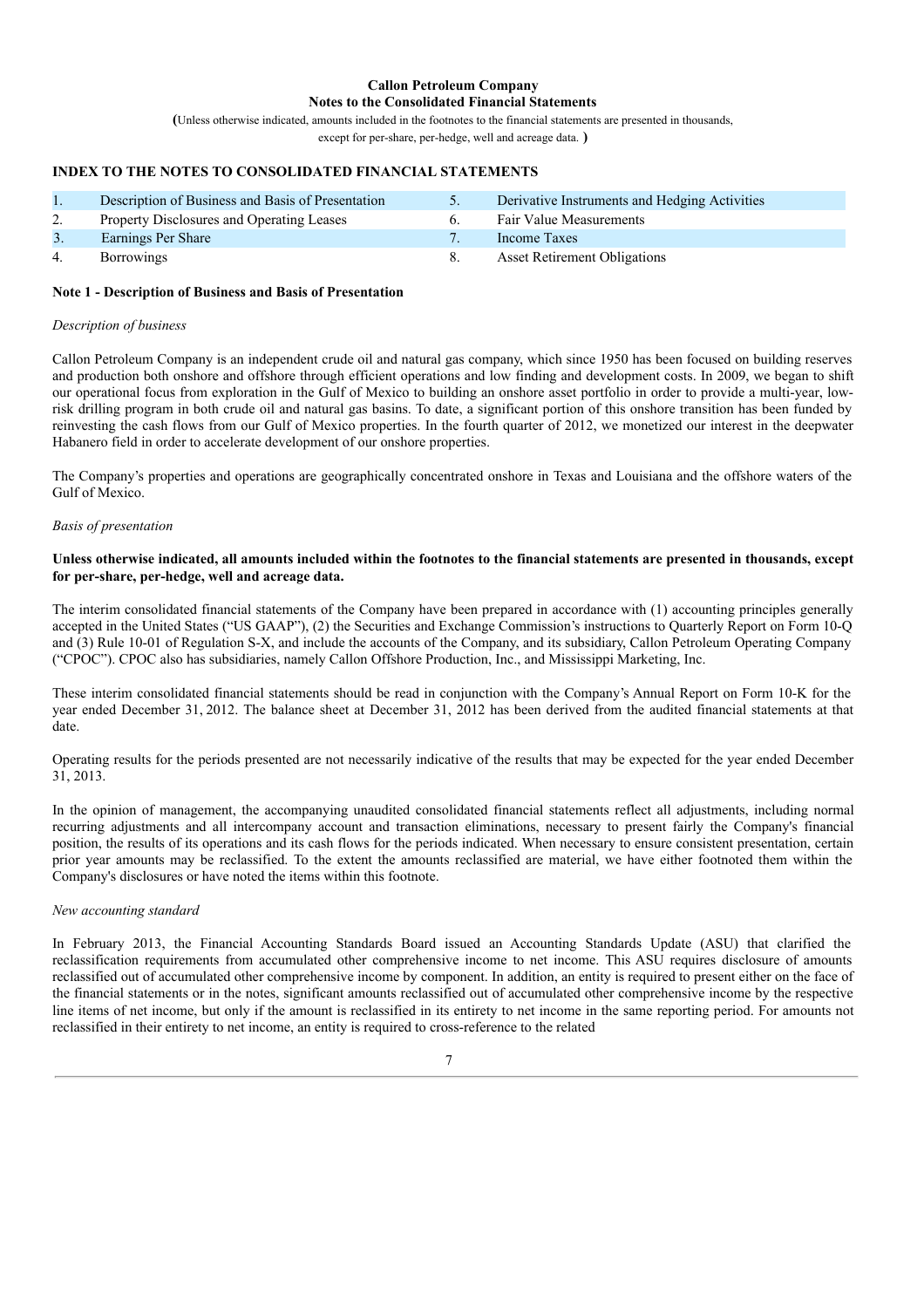**Callon Petroleum Company**
**Notes to the Consolidated Financial Statements**
(Unless otherwise indicated, amounts included in the footnotes to the financial statements are presented in thousands, except for per-share, per-hedge, well and acreage data. )

## INDEX TO THE NOTES TO CONSOLIDATED FINANCIAL STATEMENTS

| | | | |
|---|---|---|---|
| 1. | Description of Business and Basis of Presentation | 5. | Derivative Instruments and Hedging Activities |
| 2. | Property Disclosures and Operating Leases | 6. | Fair Value Measurements |
| 3. | Earnings Per Share | 7. | Income Taxes |
| 4. | Borrowings | 8. | Asset Retirement Obligations |

### Note 1 - Description of Business and Basis of Presentation

*Description of business*

Callon Petroleum Company is an independent crude oil and natural gas company, which since 1950 has been focused on building reserves and production both onshore and offshore through efficient operations and low finding and development costs. In 2009, we began to shift our operational focus from exploration in the Gulf of Mexico to building an onshore asset portfolio in order to provide a multi-year, low-risk drilling program in both crude oil and natural gas basins. To date, a significant portion of this onshore transition has been funded by reinvesting the cash flows from our Gulf of Mexico properties. In the fourth quarter of 2012, we monetized our interest in the deepwater Habanero field in order to accelerate development of our onshore properties.

The Company's properties and operations are geographically concentrated onshore in Texas and Louisiana and the offshore waters of the Gulf of Mexico.

*Basis of presentation*

**Unless otherwise indicated, all amounts included within the footnotes to the financial statements are presented in thousands, except for per-share, per-hedge, well and acreage data.**

The interim consolidated financial statements of the Company have been prepared in accordance with (1) accounting principles generally accepted in the United States ("US GAAP"), (2) the Securities and Exchange Commission's instructions to Quarterly Report on Form 10-Q and (3) Rule 10-01 of Regulation S-X, and include the accounts of the Company, and its subsidiary, Callon Petroleum Operating Company ("CPOC"). CPOC also has subsidiaries, namely Callon Offshore Production, Inc., and Mississippi Marketing, Inc.

These interim consolidated financial statements should be read in conjunction with the Company's Annual Report on Form 10-K for the year ended December 31, 2012. The balance sheet at December 31, 2012 has been derived from the audited financial statements at that date.

Operating results for the periods presented are not necessarily indicative of the results that may be expected for the year ended December 31, 2013.

In the opinion of management, the accompanying unaudited consolidated financial statements reflect all adjustments, including normal recurring adjustments and all intercompany account and transaction eliminations, necessary to present fairly the Company's financial position, the results of its operations and its cash flows for the periods indicated. When necessary to ensure consistent presentation, certain prior year amounts may be reclassified. To the extent the amounts reclassified are material, we have either footnoted them within the Company's disclosures or have noted the items within this footnote.

*New accounting standard*

In February 2013, the Financial Accounting Standards Board issued an Accounting Standards Update (ASU) that clarified the reclassification requirements from accumulated other comprehensive income to net income. This ASU requires disclosure of amounts reclassified out of accumulated other comprehensive income by component. In addition, an entity is required to present either on the face of the financial statements or in the notes, significant amounts reclassified out of accumulated other comprehensive income by the respective line items of net income, but only if the amount is reclassified in its entirety to net income in the same reporting period. For amounts not reclassified in their entirety to net income, an entity is required to cross-reference to the related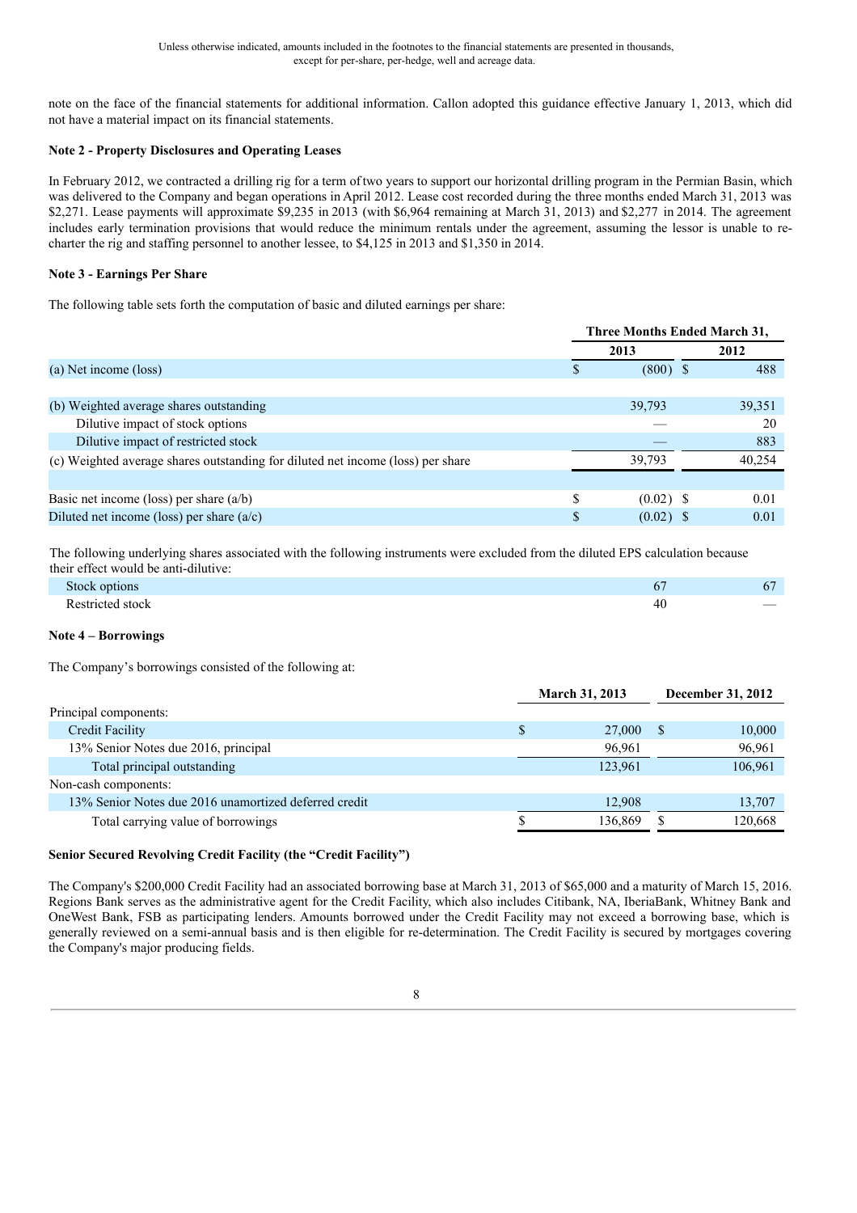note on the face of the financial statements for additional information. Callon adopted this guidance effective January 1, 2013, which did not have a material impact on its financial statements.

**Note 2 - Property Disclosures and Operating Leases**

In February 2012, we contracted a drilling rig for a term of two years to support our horizontal drilling program in the Permian Basin, which was delivered to the Company and began operations in April 2012. Lease cost recorded during the three months ended March 31, 2013 was $2,271. Lease payments will approximate $9,235 in 2013 (with $6,964 remaining at March 31, 2013) and $2,277 in 2014. The agreement includes early termination provisions that would reduce the minimum rentals under the agreement, assuming the lessor is unable to re-charter the rig and staffing personnel to another lessee, to $4,125 in 2013 and $1,350 in 2014.

**Note 3 - Earnings Per Share**

The following table sets forth the computation of basic and diluted earnings per share:

| | Three Months Ended March 31, | |
|---|---|---|
| | 2013 | 2012 |
| (a) Net income (loss) | $ (800) | $ 488 |
| | | |
| (b) Weighted average shares outstanding | 39,793 | 39,351 |
| Dilutive impact of stock options | — | 20 |
| Dilutive impact of restricted stock | — | 883 |
| (c) Weighted average shares outstanding for diluted net income (loss) per share | 39,793 | 40,254 |
| | | |
| Basic net income (loss) per share (a/b) | $ (0.02) | $ 0.01 |
| Diluted net income (loss) per share (a/c) | $ (0.02) | $ 0.01 |

The following underlying shares associated with the following instruments were excluded from the diluted EPS calculation because their effect would be anti-dilutive:

| | 2013 | 2012 |
|---|---|---|
| Stock options | 67 | 67 |
| Restricted stock | 40 | — |

**Note 4 – Borrowings**

The Company's borrowings consisted of the following at:

| | March 31, 2013 | December 31, 2012 |
|---|---|---|
| Principal components: | | |
| Credit Facility | $ 27,000 | $ 10,000 |
| 13% Senior Notes due 2016, principal | 96,961 | 96,961 |
| Total principal outstanding | 123,961 | 106,961 |
| Non-cash components: | | |
| 13% Senior Notes due 2016 unamortized deferred credit | 12,908 | 13,707 |
| Total carrying value of borrowings | $ 136,869 | $ 120,668 |

**Senior Secured Revolving Credit Facility (the "Credit Facility")**

The Company's $200,000 Credit Facility had an associated borrowing base at March 31, 2013 of $65,000 and a maturity of March 15, 2016. Regions Bank serves as the administrative agent for the Credit Facility, which also includes Citibank, NA, IberiaBank, Whitney Bank and OneWest Bank, FSB as participating lenders. Amounts borrowed under the Credit Facility may not exceed a borrowing base, which is generally reviewed on a semi-annual basis and is then eligible for re-determination. The Credit Facility is secured by mortgages covering the Company's major producing fields.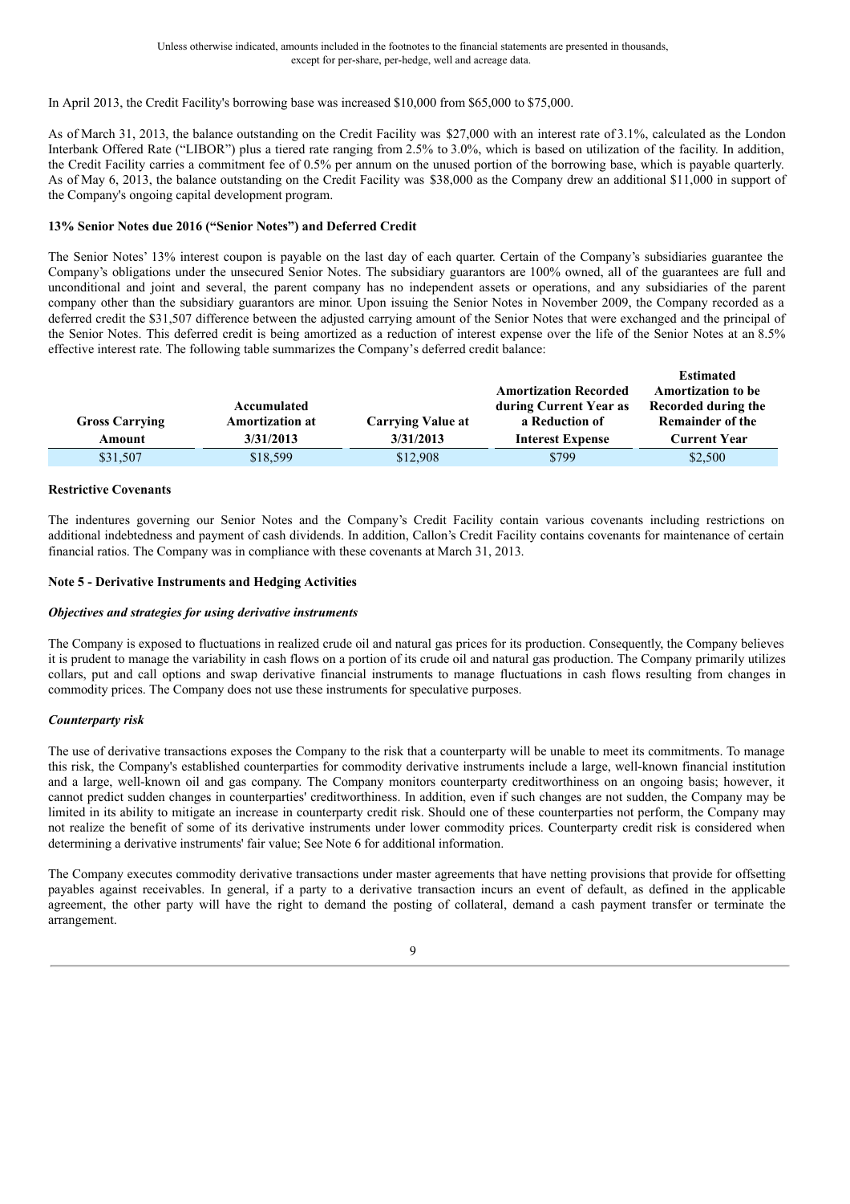In April 2013, the Credit Facility's borrowing base was increased $10,000 from $65,000 to $75,000.

As of March 31, 2013, the balance outstanding on the Credit Facility was $27,000 with an interest rate of 3.1%, calculated as the London Interbank Offered Rate ("LIBOR") plus a tiered rate ranging from 2.5% to 3.0%, which is based on utilization of the facility. In addition, the Credit Facility carries a commitment fee of 0.5% per annum on the unused portion of the borrowing base, which is payable quarterly. As of May 6, 2013, the balance outstanding on the Credit Facility was $38,000 as the Company drew an additional $11,000 in support of the Company's ongoing capital development program.

**13% Senior Notes due 2016 ("Senior Notes") and Deferred Credit**

The Senior Notes' 13% interest coupon is payable on the last day of each quarter. Certain of the Company's subsidiaries guarantee the Company's obligations under the unsecured Senior Notes. The subsidiary guarantors are 100% owned, all of the guarantees are full and unconditional and joint and several, the parent company has no independent assets or operations, and any subsidiaries of the parent company other than the subsidiary guarantors are minor. Upon issuing the Senior Notes in November 2009, the Company recorded as a deferred credit the $31,507 difference between the adjusted carrying amount of the Senior Notes that were exchanged and the principal of the Senior Notes. This deferred credit is being amortized as a reduction of interest expense over the life of the Senior Notes at an 8.5% effective interest rate. The following table summarizes the Company's deferred credit balance:

| Gross Carrying Amount | Accumulated Amortization at 3/31/2013 | Carrying Value at 3/31/2013 | Amortization Recorded during Current Year as a Reduction of Interest Expense | Estimated Amortization to be Recorded during the Remainder of the Current Year |
|---|---|---|---|---|
| $31,507 | $18,599 | $12,908 | $799 | $2,500 |

**Restrictive Covenants**

The indentures governing our Senior Notes and the Company's Credit Facility contain various covenants including restrictions on additional indebtedness and payment of cash dividends. In addition, Callon's Credit Facility contains covenants for maintenance of certain financial ratios. The Company was in compliance with these covenants at March 31, 2013.

**Note 5 - Derivative Instruments and Hedging Activities**

***Objectives and strategies for using derivative instruments***

The Company is exposed to fluctuations in realized crude oil and natural gas prices for its production. Consequently, the Company believes it is prudent to manage the variability in cash flows on a portion of its crude oil and natural gas production. The Company primarily utilizes collars, put and call options and swap derivative financial instruments to manage fluctuations in cash flows resulting from changes in commodity prices. The Company does not use these instruments for speculative purposes.

***Counterparty risk***

The use of derivative transactions exposes the Company to the risk that a counterparty will be unable to meet its commitments. To manage this risk, the Company's established counterparties for commodity derivative instruments include a large, well-known financial institution and a large, well-known oil and gas company. The Company monitors counterparty creditworthiness on an ongoing basis; however, it cannot predict sudden changes in counterparties' creditworthiness. In addition, even if such changes are not sudden, the Company may be limited in its ability to mitigate an increase in counterparty credit risk. Should one of these counterparties not perform, the Company may not realize the benefit of some of its derivative instruments under lower commodity prices. Counterparty credit risk is considered when determining a derivative instruments' fair value; See Note 6 for additional information.

The Company executes commodity derivative transactions under master agreements that have netting provisions that provide for offsetting payables against receivables. In general, if a party to a derivative transaction incurs an event of default, as defined in the applicable agreement, the other party will have the right to demand the posting of collateral, demand a cash payment transfer or terminate the arrangement.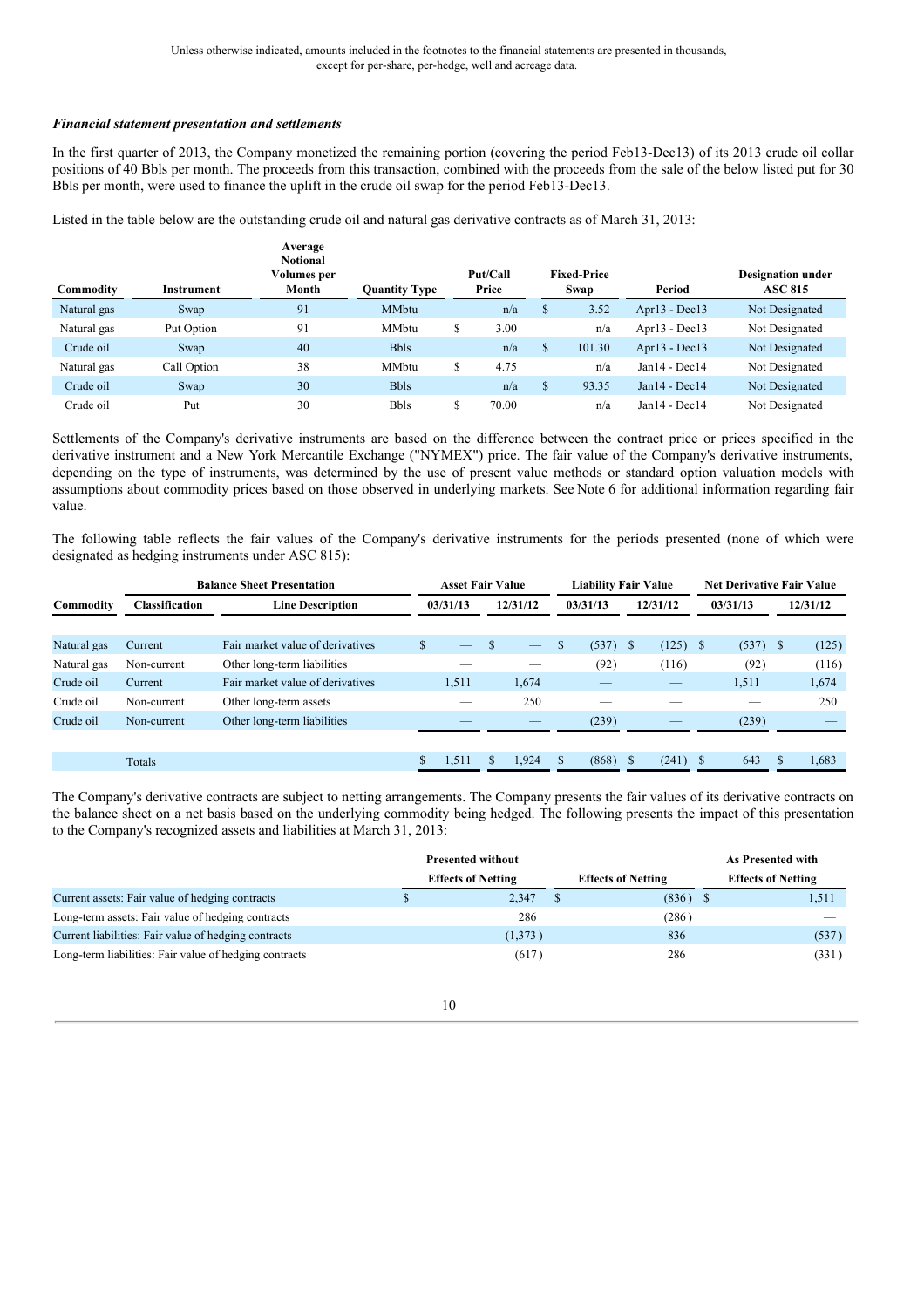Unless otherwise indicated, amounts included in the footnotes to the financial statements are presented in thousands, except for per-share, per-hedge, well and acreage data.

***Financial statement presentation and settlements***

In the first quarter of 2013, the Company monetized the remaining portion (covering the period Feb13-Dec13) of its 2013 crude oil collar positions of 40 Bbls per month. The proceeds from this transaction, combined with the proceeds from the sale of the below listed put for 30 Bbls per month, were used to finance the uplift in the crude oil swap for the period Feb13-Dec13.

Listed in the table below are the outstanding crude oil and natural gas derivative contracts as of March 31, 2013:

| Commodity | Instrument | Average Notional Volumes per Month | Quantity Type | Put/Call Price | Fixed-Price Swap | Period | Designation under ASC 815 |
|---|---|---|---|---|---|---|---|
| Natural gas | Swap | 91 | MMbtu | n/a | $ 3.52 | Apr13 - Dec13 | Not Designated |
| Natural gas | Put Option | 91 | MMbtu | $ 3.00 | n/a | Apr13 - Dec13 | Not Designated |
| Crude oil | Swap | 40 | Bbls | n/a | $ 101.30 | Apr13 - Dec13 | Not Designated |
| Natural gas | Call Option | 38 | MMbtu | $ 4.75 | n/a | Jan14 - Dec14 | Not Designated |
| Crude oil | Swap | 30 | Bbls | n/a | $ 93.35 | Jan14 - Dec14 | Not Designated |
| Crude oil | Put | 30 | Bbls | $ 70.00 | n/a | Jan14 - Dec14 | Not Designated |

Settlements of the Company's derivative instruments are based on the difference between the contract price or prices specified in the derivative instrument and a New York Mercantile Exchange ("NYMEX") price. The fair value of the Company's derivative instruments, depending on the type of instruments, was determined by the use of present value methods or standard option valuation models with assumptions about commodity prices based on those observed in underlying markets. See Note 6 for additional information regarding fair value.

The following table reflects the fair values of the Company's derivative instruments for the periods presented (none of which were designated as hedging instruments under ASC 815):

| | Balance Sheet Presentation | | Asset Fair Value | | Liability Fair Value | | Net Derivative Fair Value | |
|---|---|---|---|---|---|---|---|---|
| Commodity | Classification | Line Description | 03/31/13 | 12/31/12 | 03/31/13 | 12/31/12 | 03/31/13 | 12/31/12 |
| Natural gas | Current | Fair market value of derivatives | $ — | $ — | $ (537) | $ (125) | $ (537) | $ (125) |
| Natural gas | Non-current | Other long-term liabilities | — | — | (92) | (116) | (92) | (116) |
| Crude oil | Current | Fair market value of derivatives | 1,511 | 1,674 | — | — | 1,511 | 1,674 |
| Crude oil | Non-current | Other long-term assets | — | 250 | — | — | — | 250 |
| Crude oil | Non-current | Other long-term liabilities | — | — | (239) | — | (239) | — |
| | Totals | | $ 1,511 | $ 1,924 | $ (868) | $ (241) | $ 643 | $ 1,683 |

The Company's derivative contracts are subject to netting arrangements. The Company presents the fair values of its derivative contracts on the balance sheet on a net basis based on the underlying commodity being hedged. The following presents the impact of this presentation to the Company's recognized assets and liabilities at March 31, 2013:

| | Presented without Effects of Netting | Effects of Netting | As Presented with Effects of Netting |
|---|---|---|---|
| Current assets: Fair value of hedging contracts | $ 2,347 | $ (836) | $ 1,511 |
| Long-term assets: Fair value of hedging contracts | 286 | (286) | — |
| Current liabilities: Fair value of hedging contracts | (1,373) | 836 | (537) |
| Long-term liabilities: Fair value of hedging contracts | (617) | 286 | (331) |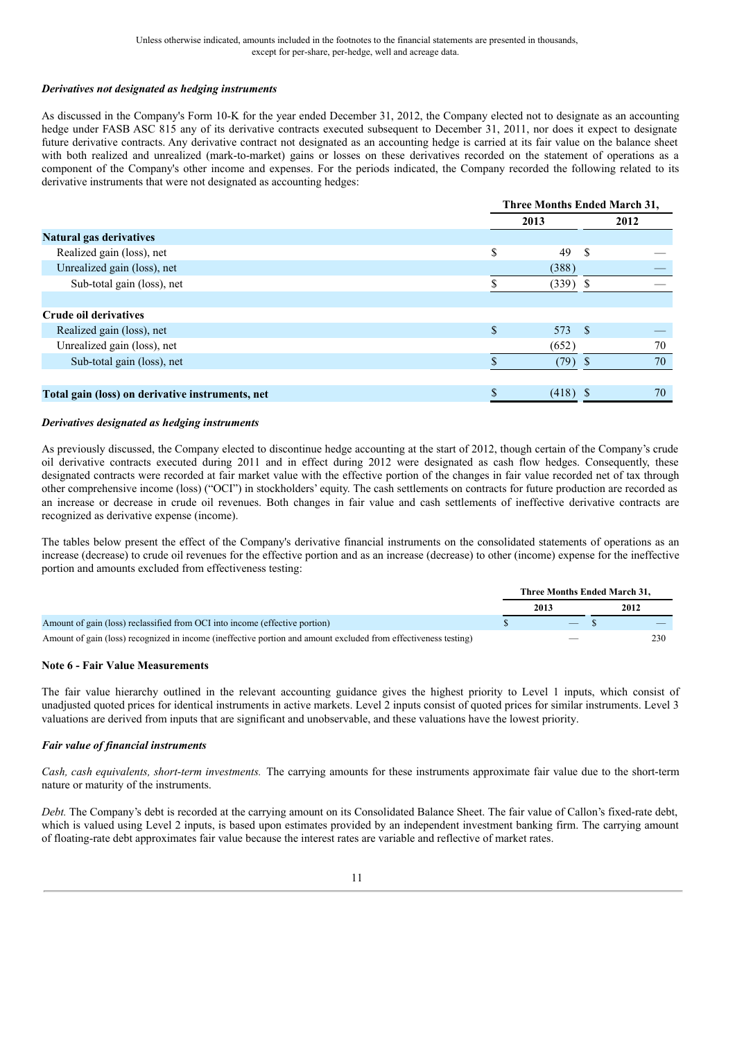Unless otherwise indicated, amounts included in the footnotes to the financial statements are presented in thousands, except for per-share, per-hedge, well and acreage data.

***Derivatives not designated as hedging instruments***

As discussed in the Company's Form 10-K for the year ended December 31, 2012, the Company elected not to designate as an accounting hedge under FASB ASC 815 any of its derivative contracts executed subsequent to December 31, 2011, nor does it expect to designate future derivative contracts. Any derivative contract not designated as an accounting hedge is carried at its fair value on the balance sheet with both realized and unrealized (mark-to-market) gains or losses on these derivatives recorded on the statement of operations as a component of the Company's other income and expenses. For the periods indicated, the Company recorded the following related to its derivative instruments that were not designated as accounting hedges:

| | Three Months Ended March 31, | |
|---|---|---|
| | 2013 | 2012 |
| **Natural gas derivatives** | | |
| Realized gain (loss), net | $ 49 | $ — |
| Unrealized gain (loss), net | (388) | — |
| Sub-total gain (loss), net | $ (339) | $ — |
| | | |
| **Crude oil derivatives** | | |
| Realized gain (loss), net | $ 573 | $ — |
| Unrealized gain (loss), net | (652) | 70 |
| Sub-total gain (loss), net | $ (79) | $ 70 |
| | | |
| **Total gain (loss) on derivative instruments, net** | $ (418) | $ 70 |

***Derivatives designated as hedging instruments***

As previously discussed, the Company elected to discontinue hedge accounting at the start of 2012, though certain of the Company's crude oil derivative contracts executed during 2011 and in effect during 2012 were designated as cash flow hedges. Consequently, these designated contracts were recorded at fair market value with the effective portion of the changes in fair value recorded net of tax through other comprehensive income (loss) ("OCI") in stockholders' equity. The cash settlements on contracts for future production are recorded as an increase or decrease in crude oil revenues. Both changes in fair value and cash settlements of ineffective derivative contracts are recognized as derivative expense (income).

The tables below present the effect of the Company's derivative financial instruments on the consolidated statements of operations as an increase (decrease) to crude oil revenues for the effective portion and as an increase (decrease) to other (income) expense for the ineffective portion and amounts excluded from effectiveness testing:

| | Three Months Ended March 31, | |
|---|---|---|
| | 2013 | 2012 |
| Amount of gain (loss) reclassified from OCI into income (effective portion) | $ — | $ — |
| Amount of gain (loss) recognized in income (ineffective portion and amount excluded from effectiveness testing) | — | 230 |

**Note 6 - Fair Value Measurements**

The fair value hierarchy outlined in the relevant accounting guidance gives the highest priority to Level 1 inputs, which consist of unadjusted quoted prices for identical instruments in active markets. Level 2 inputs consist of quoted prices for similar instruments. Level 3 valuations are derived from inputs that are significant and unobservable, and these valuations have the lowest priority.

***Fair value of financial instruments***

*Cash, cash equivalents, short-term investments.* The carrying amounts for these instruments approximate fair value due to the short-term nature or maturity of the instruments.

*Debt.* The Company's debt is recorded at the carrying amount on its Consolidated Balance Sheet. The fair value of Callon's fixed-rate debt, which is valued using Level 2 inputs, is based upon estimates provided by an independent investment banking firm. The carrying amount of floating-rate debt approximates fair value because the interest rates are variable and reflective of market rates.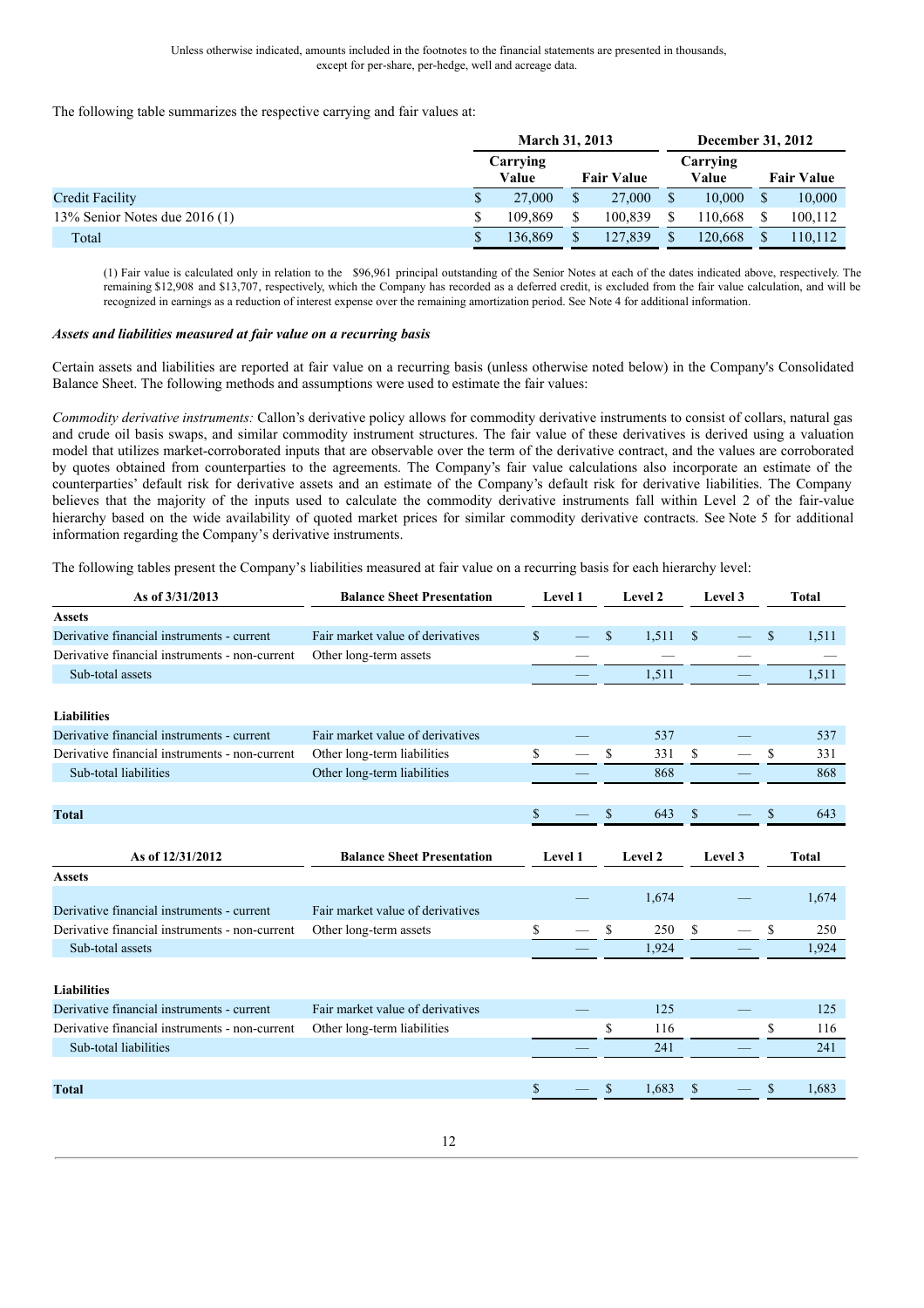Unless otherwise indicated, amounts included in the footnotes to the financial statements are presented in thousands, except for per-share, per-hedge, well and acreage data.

The following table summarizes the respective carrying and fair values at:

| | March 31, 2013 | | December 31, 2012 | |
|---|---|---|---|---|
| | Carrying Value | Fair Value | Carrying Value | Fair Value |
| Credit Facility | $ 27,000 | $ 27,000 | $ 10,000 | $ 10,000 |
| 13% Senior Notes due 2016 (1) | $ 109,869 | $ 100,839 | $ 110,668 | $ 100,112 |
| Total | $ 136,869 | $ 127,839 | $ 120,668 | $ 110,112 |

(1) Fair value is calculated only in relation to the $96,961 principal outstanding of the Senior Notes at each of the dates indicated above, respectively. The remaining $12,908 and $13,707, respectively, which the Company has recorded as a deferred credit, is excluded from the fair value calculation, and will be recognized in earnings as a reduction of interest expense over the remaining amortization period. See Note 4 for additional information.

***Assets and liabilities measured at fair value on a recurring basis***

Certain assets and liabilities are reported at fair value on a recurring basis (unless otherwise noted below) in the Company's Consolidated Balance Sheet. The following methods and assumptions were used to estimate the fair values:

*Commodity derivative instruments:* Callon's derivative policy allows for commodity derivative instruments to consist of collars, natural gas and crude oil basis swaps, and similar commodity instrument structures. The fair value of these derivatives is derived using a valuation model that utilizes market-corroborated inputs that are observable over the term of the derivative contract, and the values are corroborated by quotes obtained from counterparties to the agreements. The Company's fair value calculations also incorporate an estimate of the counterparties' default risk for derivative assets and an estimate of the Company's default risk for derivative liabilities. The Company believes that the majority of the inputs used to calculate the commodity derivative instruments fall within Level 2 of the fair-value hierarchy based on the wide availability of quoted market prices for similar commodity derivative contracts. See Note 5 for additional information regarding the Company's derivative instruments.

The following tables present the Company's liabilities measured at fair value on a recurring basis for each hierarchy level:

| As of 3/31/2013 | Balance Sheet Presentation | Level 1 | Level 2 | Level 3 | Total |
|---|---|---|---|---|---|
| **Assets** | | | | | |
| Derivative financial instruments - current | Fair market value of derivatives | $ — | $ 1,511 | $ — | $ 1,511 |
| Derivative financial instruments - non-current | Other long-term assets | — | — | — | — |
| Sub-total assets | | — | 1,511 | — | 1,511 |
| | | | | | |
| **Liabilities** | | | | | |
| Derivative financial instruments - current | Fair market value of derivatives | — | 537 | — | 537 |
| Derivative financial instruments - non-current | Other long-term liabilities | $ — | $ 331 | $ — | $ 331 |
| Sub-total liabilities | Other long-term liabilities | — | 868 | — | 868 |
| | | | | | |
| **Total** | | $ — | $ 643 | $ — | $ 643 |

| As of 12/31/2012 | Balance Sheet Presentation | Level 1 | Level 2 | Level 3 | Total |
|---|---|---|---|---|---|
| **Assets** | | | | | |
| Derivative financial instruments - current | Fair market value of derivatives | — | 1,674 | — | 1,674 |
| Derivative financial instruments - non-current | Other long-term assets | $ — | $ 250 | $ — | $ 250 |
| Sub-total assets | | — | 1,924 | — | 1,924 |
| | | | | | |
| **Liabilities** | | | | | |
| Derivative financial instruments - current | Fair market value of derivatives | — | 125 | — | 125 |
| Derivative financial instruments - non-current | Other long-term liabilities | | $ 116 | | $ 116 |
| Sub-total liabilities | | — | 241 | — | 241 |
| | | | | | |
| **Total** | | $ — | $ 1,683 | $ — | $ 1,683 |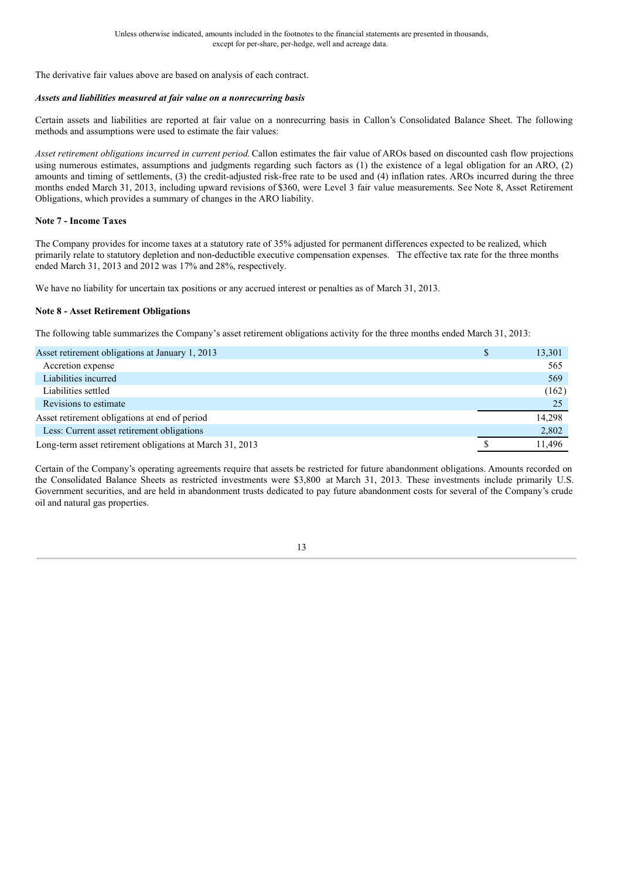Unless otherwise indicated, amounts included in the footnotes to the financial statements are presented in thousands, except for per-share, per-hedge, well and acreage data.

The derivative fair values above are based on analysis of each contract.

***Assets and liabilities measured at fair value on a nonrecurring basis***

Certain assets and liabilities are reported at fair value on a nonrecurring basis in Callon's Consolidated Balance Sheet. The following methods and assumptions were used to estimate the fair values:

*Asset retirement obligations incurred in current period.* Callon estimates the fair value of AROs based on discounted cash flow projections using numerous estimates, assumptions and judgments regarding such factors as (1) the existence of a legal obligation for an ARO, (2) amounts and timing of settlements, (3) the credit-adjusted risk-free rate to be used and (4) inflation rates. AROs incurred during the three months ended March 31, 2013, including upward revisions of $360, were Level 3 fair value measurements. See Note 8, Asset Retirement Obligations, which provides a summary of changes in the ARO liability.

**Note 7 - Income Taxes**

The Company provides for income taxes at a statutory rate of 35% adjusted for permanent differences expected to be realized, which primarily relate to statutory depletion and non-deductible executive compensation expenses. The effective tax rate for the three months ended March 31, 2013 and 2012 was 17% and 28%, respectively.

We have no liability for uncertain tax positions or any accrued interest or penalties as of March 31, 2013.

**Note 8 - Asset Retirement Obligations**

The following table summarizes the Company's asset retirement obligations activity for the three months ended March 31, 2013:

| | |
|---|---|
| Asset retirement obligations at January 1, 2013 | $ 13,301 |
| Accretion expense | 565 |
| Liabilities incurred | 569 |
| Liabilities settled | (162) |
| Revisions to estimate | 25 |
| Asset retirement obligations at end of period | 14,298 |
| Less: Current asset retirement obligations | 2,802 |
| Long-term asset retirement obligations at March 31, 2013 | $ 11,496 |

Certain of the Company's operating agreements require that assets be restricted for future abandonment obligations. Amounts recorded on the Consolidated Balance Sheets as restricted investments were $3,800 at March 31, 2013. These investments include primarily U.S. Government securities, and are held in abandonment trusts dedicated to pay future abandonment costs for several of the Company's crude oil and natural gas properties.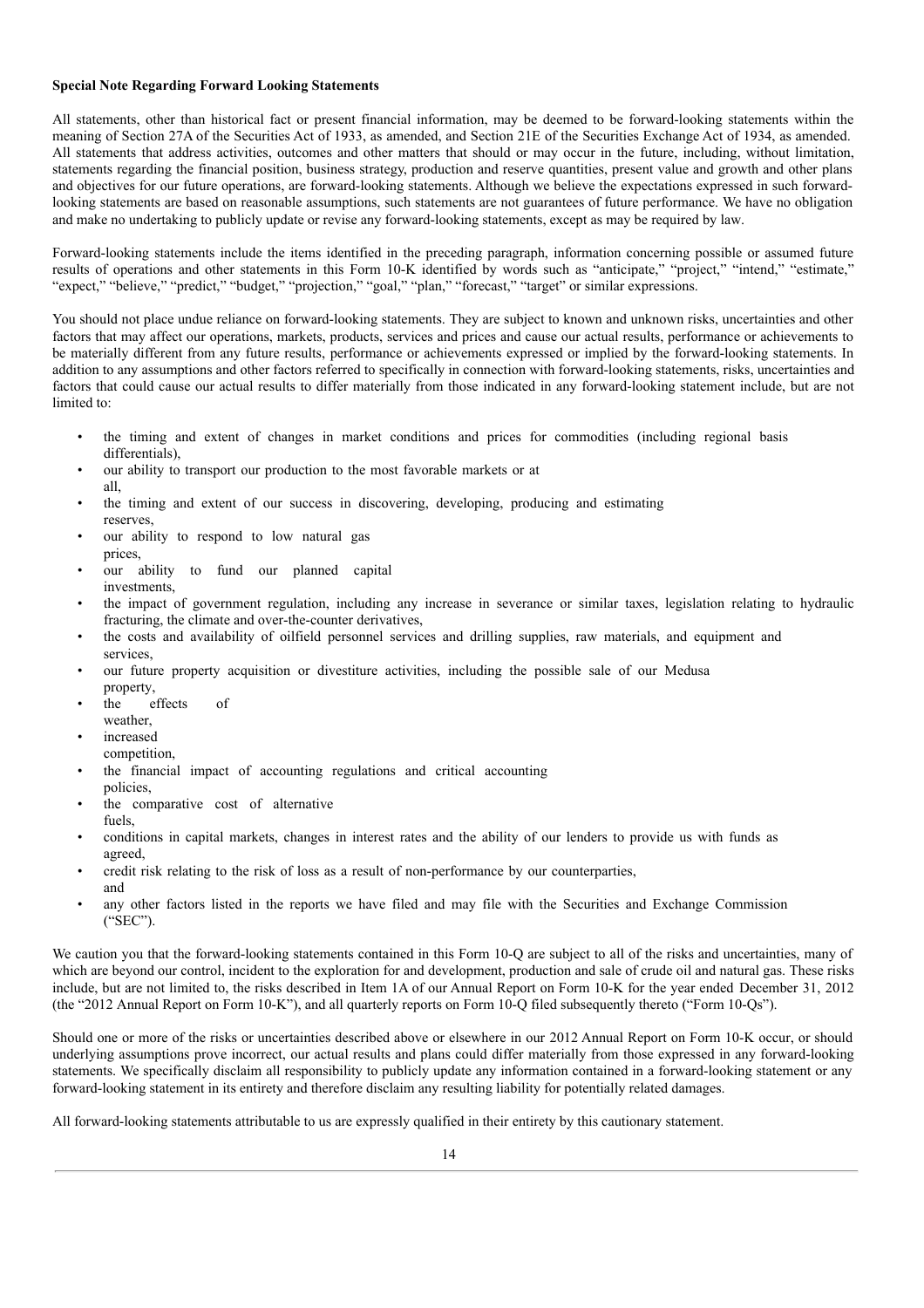**Special Note Regarding Forward Looking Statements**

All statements, other than historical fact or present financial information, may be deemed to be forward-looking statements within the meaning of Section 27A of the Securities Act of 1933, as amended, and Section 21E of the Securities Exchange Act of 1934, as amended. All statements that address activities, outcomes and other matters that should or may occur in the future, including, without limitation, statements regarding the financial position, business strategy, production and reserve quantities, present value and growth and other plans and objectives for our future operations, are forward-looking statements. Although we believe the expectations expressed in such forward-looking statements are based on reasonable assumptions, such statements are not guarantees of future performance. We have no obligation and make no undertaking to publicly update or revise any forward-looking statements, except as may be required by law.

Forward-looking statements include the items identified in the preceding paragraph, information concerning possible or assumed future results of operations and other statements in this Form 10-K identified by words such as "anticipate," "project," "intend," "estimate," "expect," "believe," "predict," "budget," "projection," "goal," "plan," "forecast," "target" or similar expressions.

You should not place undue reliance on forward-looking statements. They are subject to known and unknown risks, uncertainties and other factors that may affect our operations, markets, products, services and prices and cause our actual results, performance or achievements to be materially different from any future results, performance or achievements expressed or implied by the forward-looking statements. In addition to any assumptions and other factors referred to specifically in connection with forward-looking statements, risks, uncertainties and factors that could cause our actual results to differ materially from those indicated in any forward-looking statement include, but are not limited to:

- the timing and extent of changes in market conditions and prices for commodities (including regional basis differentials),
- our ability to transport our production to the most favorable markets or at all,
- the timing and extent of our success in discovering, developing, producing and estimating reserves,
- our ability to respond to low natural gas prices,
- our ability to fund our planned capital investments,
- the impact of government regulation, including any increase in severance or similar taxes, legislation relating to hydraulic fracturing, the climate and over-the-counter derivatives,
- the costs and availability of oilfield personnel services and drilling supplies, raw materials, and equipment and services,
- our future property acquisition or divestiture activities, including the possible sale of our Medusa property,
- the effects of weather,
- increased competition,
- the financial impact of accounting regulations and critical accounting policies,
- the comparative cost of alternative fuels,
- conditions in capital markets, changes in interest rates and the ability of our lenders to provide us with funds as agreed,
- credit risk relating to the risk of loss as a result of non-performance by our counterparties, and
- any other factors listed in the reports we have filed and may file with the Securities and Exchange Commission ("SEC").

We caution you that the forward-looking statements contained in this Form 10-Q are subject to all of the risks and uncertainties, many of which are beyond our control, incident to the exploration for and development, production and sale of crude oil and natural gas. These risks include, but are not limited to, the risks described in Item 1A of our Annual Report on Form 10-K for the year ended December 31, 2012 (the "2012 Annual Report on Form 10-K"), and all quarterly reports on Form 10-Q filed subsequently thereto ("Form 10-Qs").

Should one or more of the risks or uncertainties described above or elsewhere in our 2012 Annual Report on Form 10-K occur, or should underlying assumptions prove incorrect, our actual results and plans could differ materially from those expressed in any forward-looking statements. We specifically disclaim all responsibility to publicly update any information contained in a forward-looking statement or any forward-looking statement in its entirety and therefore disclaim any resulting liability for potentially related damages.

All forward-looking statements attributable to us are expressly qualified in their entirety by this cautionary statement.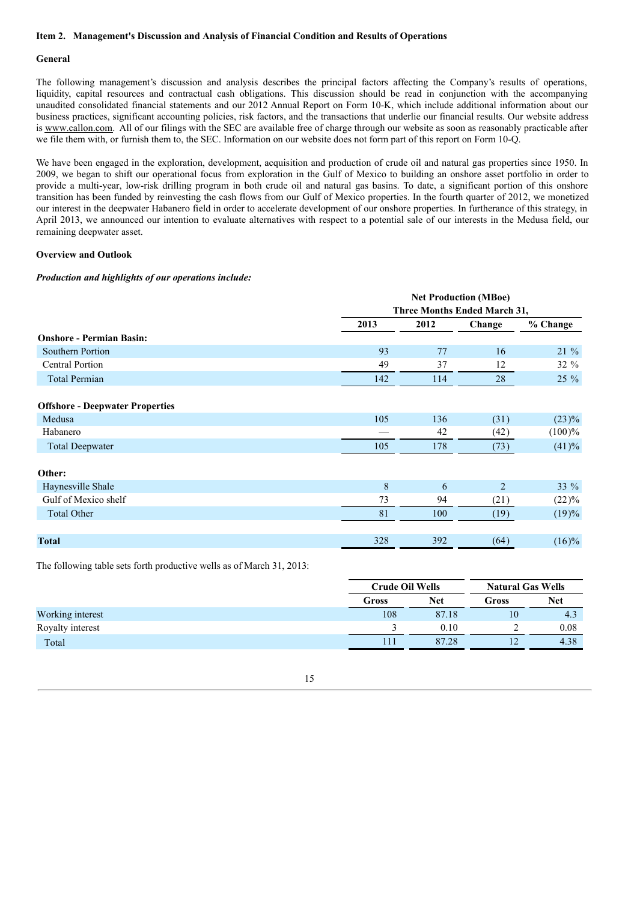**Item 2. Management's Discussion and Analysis of Financial Condition and Results of Operations**

**General**

The following management's discussion and analysis describes the principal factors affecting the Company's results of operations, liquidity, capital resources and contractual cash obligations. This discussion should be read in conjunction with the accompanying unaudited consolidated financial statements and our 2012 Annual Report on Form 10-K, which include additional information about our business practices, significant accounting policies, risk factors, and the transactions that underlie our financial results. Our website address is www.callon.com. All of our filings with the SEC are available free of charge through our website as soon as reasonably practicable after we file them with, or furnish them to, the SEC. Information on our website does not form part of this report on Form 10-Q.

We have been engaged in the exploration, development, acquisition and production of crude oil and natural gas properties since 1950. In 2009, we began to shift our operational focus from exploration in the Gulf of Mexico to building an onshore asset portfolio in order to provide a multi-year, low-risk drilling program in both crude oil and natural gas basins. To date, a significant portion of this onshore transition has been funded by reinvesting the cash flows from our Gulf of Mexico properties. In the fourth quarter of 2012, we monetized our interest in the deepwater Habanero field in order to accelerate development of our onshore properties. In furtherance of this strategy, in April 2013, we announced our intention to evaluate alternatives with respect to a potential sale of our interests in the Medusa field, our remaining deepwater asset.

**Overview and Outlook**

***Production and highlights of our operations include:***

| | Net Production (MBoe) Three Months Ended March 31, | | | |
|---|---|---|---|---|
| | 2013 | 2012 | Change | % Change |
| **Onshore - Permian Basin:** | | | | |
| Southern Portion | 93 | 77 | 16 | 21 % |
| Central Portion | 49 | 37 | 12 | 32 % |
| Total Permian | 142 | 114 | 28 | 25 % |
| **Offshore - Deepwater Properties** | | | | |
| Medusa | 105 | 136 | (31) | (23)% |
| Habanero | — | 42 | (42) | (100)% |
| Total Deepwater | 105 | 178 | (73) | (41)% |
| **Other:** | | | | |
| Haynesville Shale | 8 | 6 | 2 | 33 % |
| Gulf of Mexico shelf | 73 | 94 | (21) | (22)% |
| Total Other | 81 | 100 | (19) | (19)% |
| **Total** | 328 | 392 | (64) | (16)% |

The following table sets forth productive wells as of March 31, 2013:

| | Crude Oil Wells | | Natural Gas Wells | |
|---|---|---|---|---|
| | Gross | Net | Gross | Net |
| Working interest | 108 | 87.18 | 10 | 4.3 |
| Royalty interest | 3 | 0.10 | 2 | 0.08 |
| Total | 111 | 87.28 | 12 | 4.38 |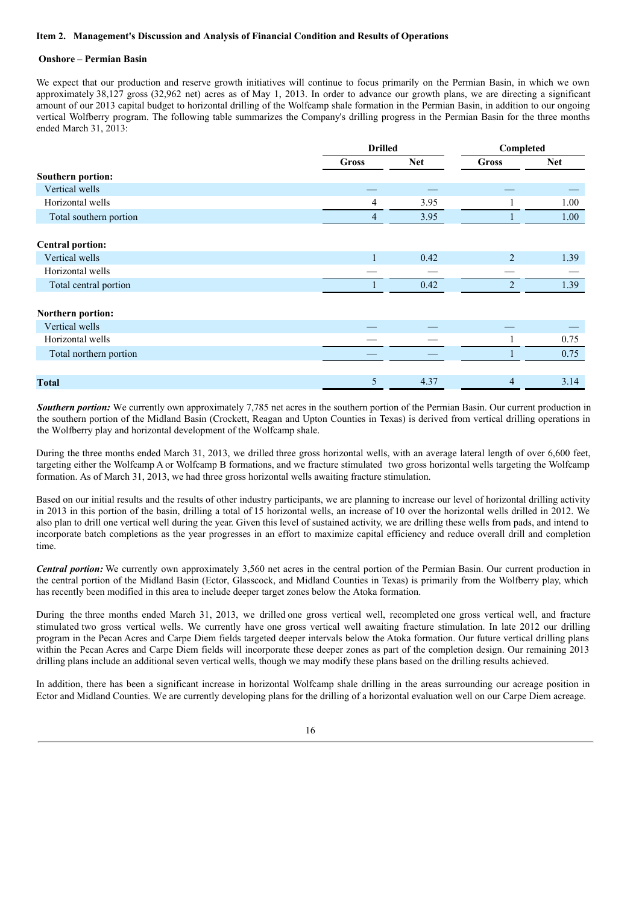**Item 2. Management's Discussion and Analysis of Financial Condition and Results of Operations**

**Onshore – Permian Basin**

We expect that our production and reserve growth initiatives will continue to focus primarily on the Permian Basin, in which we own approximately 38,127 gross (32,962 net) acres as of May 1, 2013. In order to advance our growth plans, we are directing a significant amount of our 2013 capital budget to horizontal drilling of the Wolfcamp shale formation in the Permian Basin, in addition to our ongoing vertical Wolfberry program. The following table summarizes the Company's drilling progress in the Permian Basin for the three months ended March 31, 2013:

| | Drilled | | Completed | |
|---|---|---|---|---|
| | Gross | Net | Gross | Net |
| **Southern portion:** | | | | |
| Vertical wells | — | — | — | — |
| Horizontal wells | 4 | 3.95 | 1 | 1.00 |
| Total southern portion | 4 | 3.95 | 1 | 1.00 |
| **Central portion:** | | | | |
| Vertical wells | 1 | 0.42 | 2 | 1.39 |
| Horizontal wells | — | — | — | — |
| Total central portion | 1 | 0.42 | 2 | 1.39 |
| **Northern portion:** | | | | |
| Vertical wells | — | — | — | — |
| Horizontal wells | — | — | 1 | 0.75 |
| Total northern portion | — | — | 1 | 0.75 |
| **Total** | 5 | 4.37 | 4 | 3.14 |

***Southern portion:*** We currently own approximately 7,785 net acres in the southern portion of the Permian Basin. Our current production in the southern portion of the Midland Basin (Crockett, Reagan and Upton Counties in Texas) is derived from vertical drilling operations in the Wolfberry play and horizontal development of the Wolfcamp shale.

During the three months ended March 31, 2013, we drilled three gross horizontal wells, with an average lateral length of over 6,600 feet, targeting either the Wolfcamp A or Wolfcamp B formations, and we fracture stimulated two gross horizontal wells targeting the Wolfcamp formation. As of March 31, 2013, we had three gross horizontal wells awaiting fracture stimulation.

Based on our initial results and the results of other industry participants, we are planning to increase our level of horizontal drilling activity in 2013 in this portion of the basin, drilling a total of 15 horizontal wells, an increase of 10 over the horizontal wells drilled in 2012. We also plan to drill one vertical well during the year. Given this level of sustained activity, we are drilling these wells from pads, and intend to incorporate batch completions as the year progresses in an effort to maximize capital efficiency and reduce overall drill and completion time.

***Central portion:*** We currently own approximately 3,560 net acres in the central portion of the Permian Basin. Our current production in the central portion of the Midland Basin (Ector, Glasscock, and Midland Counties in Texas) is primarily from the Wolfberry play, which has recently been modified in this area to include deeper target zones below the Atoka formation.

During the three months ended March 31, 2013, we drilled one gross vertical well, recompleted one gross vertical well, and fracture stimulated two gross vertical wells. We currently have one gross vertical well awaiting fracture stimulation. In late 2012 our drilling program in the Pecan Acres and Carpe Diem fields targeted deeper intervals below the Atoka formation. Our future vertical drilling plans within the Pecan Acres and Carpe Diem fields will incorporate these deeper zones as part of the completion design. Our remaining 2013 drilling plans include an additional seven vertical wells, though we may modify these plans based on the drilling results achieved.

In addition, there has been a significant increase in horizontal Wolfcamp shale drilling in the areas surrounding our acreage position in Ector and Midland Counties. We are currently developing plans for the drilling of a horizontal evaluation well on our Carpe Diem acreage.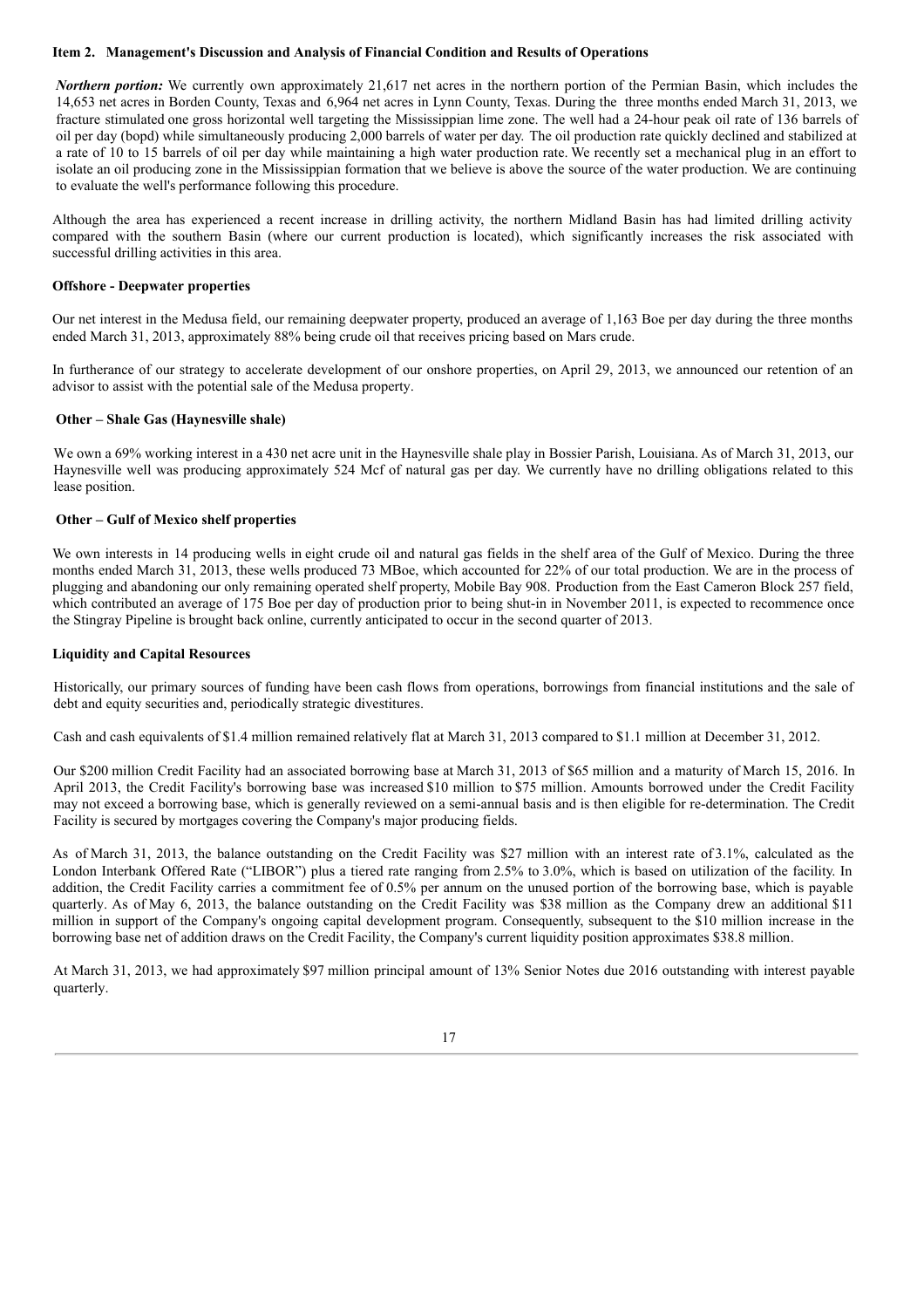**Item 2. Management's Discussion and Analysis of Financial Condition and Results of Operations**

***Northern portion:*** We currently own approximately 21,617 net acres in the northern portion of the Permian Basin, which includes the 14,653 net acres in Borden County, Texas and 6,964 net acres in Lynn County, Texas. During the three months ended March 31, 2013, we fracture stimulated one gross horizontal well targeting the Mississippian lime zone. The well had a 24-hour peak oil rate of 136 barrels of oil per day (bopd) while simultaneously producing 2,000 barrels of water per day. The oil production rate quickly declined and stabilized at a rate of 10 to 15 barrels of oil per day while maintaining a high water production rate. We recently set a mechanical plug in an effort to isolate an oil producing zone in the Mississippian formation that we believe is above the source of the water production. We are continuing to evaluate the well's performance following this procedure.

Although the area has experienced a recent increase in drilling activity, the northern Midland Basin has had limited drilling activity compared with the southern Basin (where our current production is located), which significantly increases the risk associated with successful drilling activities in this area.

**Offshore - Deepwater properties**

Our net interest in the Medusa field, our remaining deepwater property, produced an average of 1,163 Boe per day during the three months ended March 31, 2013, approximately 88% being crude oil that receives pricing based on Mars crude.

In furtherance of our strategy to accelerate development of our onshore properties, on April 29, 2013, we announced our retention of an advisor to assist with the potential sale of the Medusa property.

**Other – Shale Gas (Haynesville shale)**

We own a 69% working interest in a 430 net acre unit in the Haynesville shale play in Bossier Parish, Louisiana. As of March 31, 2013, our Haynesville well was producing approximately 524 Mcf of natural gas per day. We currently have no drilling obligations related to this lease position.

**Other – Gulf of Mexico shelf properties**

We own interests in 14 producing wells in eight crude oil and natural gas fields in the shelf area of the Gulf of Mexico. During the three months ended March 31, 2013, these wells produced 73 MBoe, which accounted for 22% of our total production. We are in the process of plugging and abandoning our only remaining operated shelf property, Mobile Bay 908. Production from the East Cameron Block 257 field, which contributed an average of 175 Boe per day of production prior to being shut-in in November 2011, is expected to recommence once the Stingray Pipeline is brought back online, currently anticipated to occur in the second quarter of 2013.

**Liquidity and Capital Resources**

Historically, our primary sources of funding have been cash flows from operations, borrowings from financial institutions and the sale of debt and equity securities and, periodically strategic divestitures.

Cash and cash equivalents of $1.4 million remained relatively flat at March 31, 2013 compared to $1.1 million at December 31, 2012.

Our $200 million Credit Facility had an associated borrowing base at March 31, 2013 of $65 million and a maturity of March 15, 2016. In April 2013, the Credit Facility's borrowing base was increased $10 million to $75 million. Amounts borrowed under the Credit Facility may not exceed a borrowing base, which is generally reviewed on a semi-annual basis and is then eligible for re-determination. The Credit Facility is secured by mortgages covering the Company's major producing fields.

As of March 31, 2013, the balance outstanding on the Credit Facility was $27 million with an interest rate of 3.1%, calculated as the London Interbank Offered Rate ("LIBOR") plus a tiered rate ranging from 2.5% to 3.0%, which is based on utilization of the facility. In addition, the Credit Facility carries a commitment fee of 0.5% per annum on the unused portion of the borrowing base, which is payable quarterly. As of May 6, 2013, the balance outstanding on the Credit Facility was $38 million as the Company drew an additional $11 million in support of the Company's ongoing capital development program. Consequently, subsequent to the $10 million increase in the borrowing base net of addition draws on the Credit Facility, the Company's current liquidity position approximates $38.8 million.

At March 31, 2013, we had approximately $97 million principal amount of 13% Senior Notes due 2016 outstanding with interest payable quarterly.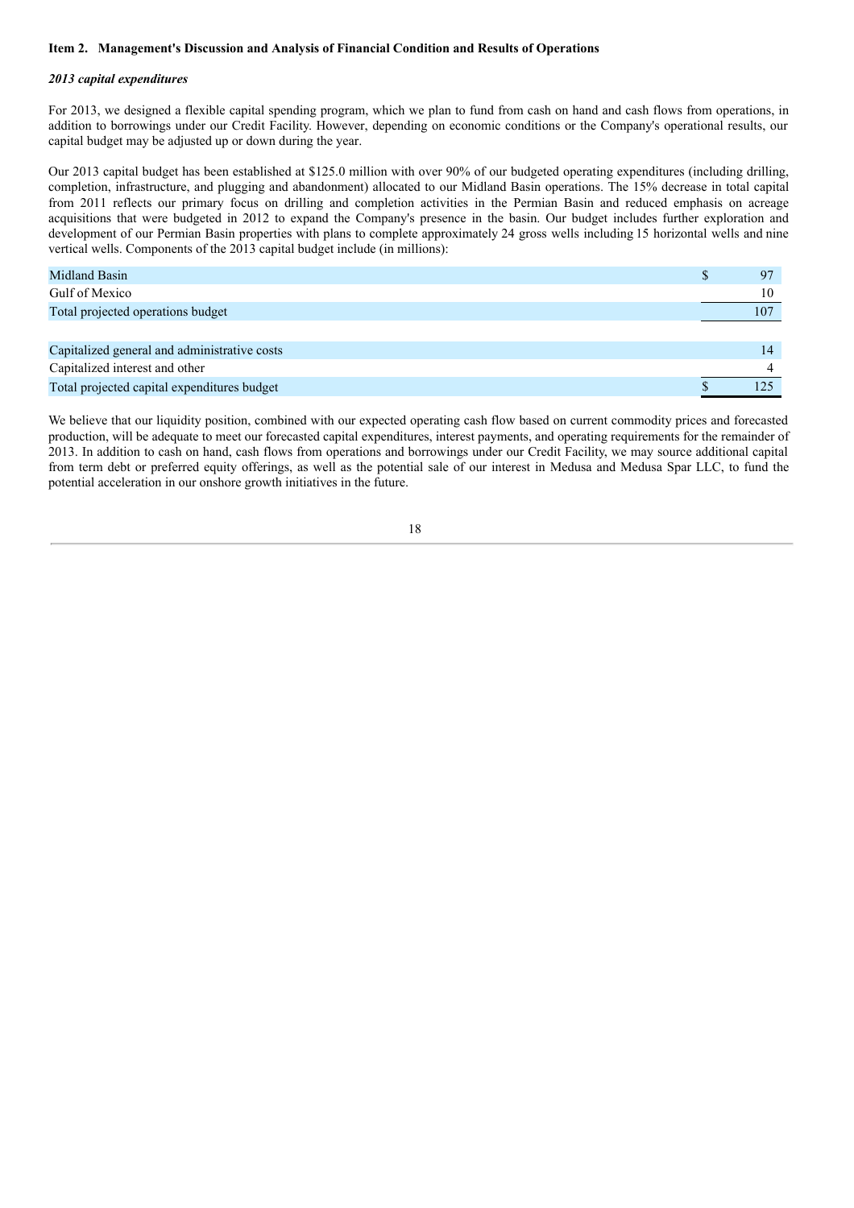**Item 2. Management's Discussion and Analysis of Financial Condition and Results of Operations**

***2013 capital expenditures***

For 2013, we designed a flexible capital spending program, which we plan to fund from cash on hand and cash flows from operations, in addition to borrowings under our Credit Facility. However, depending on economic conditions or the Company's operational results, our capital budget may be adjusted up or down during the year.

Our 2013 capital budget has been established at $125.0 million with over 90% of our budgeted operating expenditures (including drilling, completion, infrastructure, and plugging and abandonment) allocated to our Midland Basin operations. The 15% decrease in total capital from 2011 reflects our primary focus on drilling and completion activities in the Permian Basin and reduced emphasis on acreage acquisitions that were budgeted in 2012 to expand the Company's presence in the basin. Our budget includes further exploration and development of our Permian Basin properties with plans to complete approximately 24 gross wells including 15 horizontal wells and nine vertical wells. Components of the 2013 capital budget include (in millions):

| | |
|---|---|
| Midland Basin | $ 97 |
| Gulf of Mexico | 10 |
| Total projected operations budget | 107 |
| | |
| Capitalized general and administrative costs | 14 |
| Capitalized interest and other | 4 |
| Total projected capital expenditures budget | $ 125 |

We believe that our liquidity position, combined with our expected operating cash flow based on current commodity prices and forecasted production, will be adequate to meet our forecasted capital expenditures, interest payments, and operating requirements for the remainder of 2013. In addition to cash on hand, cash flows from operations and borrowings under our Credit Facility, we may source additional capital from term debt or preferred equity offerings, as well as the potential sale of our interest in Medusa and Medusa Spar LLC, to fund the potential acceleration in our onshore growth initiatives in the future.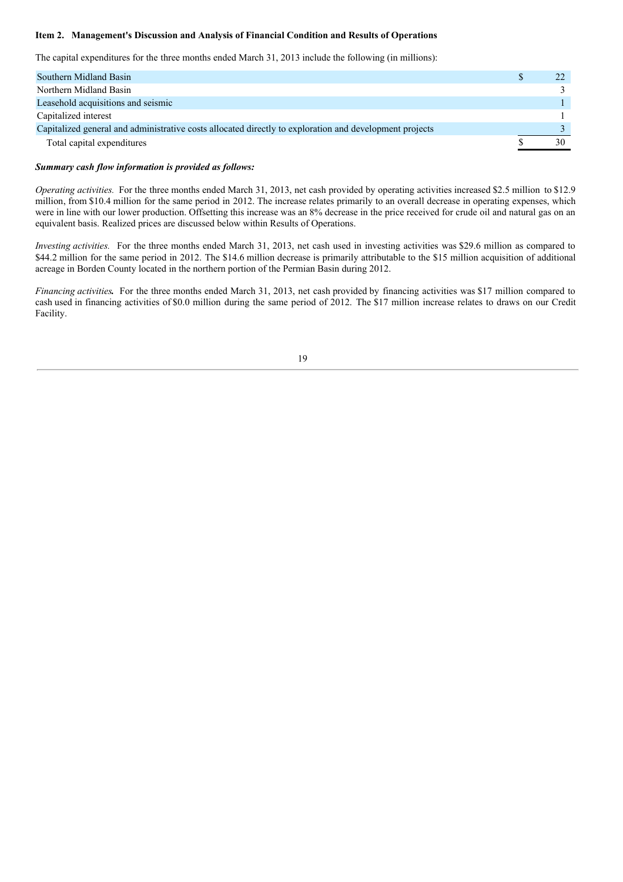**Item 2. Management's Discussion and Analysis of Financial Condition and Results of Operations**

The capital expenditures for the three months ended March 31, 2013 include the following (in millions):

| | | |
|---|---|---|
| Southern Midland Basin | $ | 22 |
| Northern Midland Basin | | 3 |
| Leasehold acquisitions and seismic | | 1 |
| Capitalized interest | | 1 |
| Capitalized general and administrative costs allocated directly to exploration and development projects | | 3 |
| Total capital expenditures | $ | 30 |

***Summary cash flow information is provided as follows:***

*Operating activities.* For the three months ended March 31, 2013, net cash provided by operating activities increased $2.5 million to $12.9 million, from $10.4 million for the same period in 2012. The increase relates primarily to an overall decrease in operating expenses, which were in line with our lower production. Offsetting this increase was an 8% decrease in the price received for crude oil and natural gas on an equivalent basis. Realized prices are discussed below within Results of Operations.

*Investing activities.* For the three months ended March 31, 2013, net cash used in investing activities was $29.6 million as compared to $44.2 million for the same period in 2012. The $14.6 million decrease is primarily attributable to the $15 million acquisition of additional acreage in Borden County located in the northern portion of the Permian Basin during 2012.

*Financing activities.* For the three months ended March 31, 2013, net cash provided by financing activities was $17 million compared to cash used in financing activities of $0.0 million during the same period of 2012. The $17 million increase relates to draws on our Credit Facility.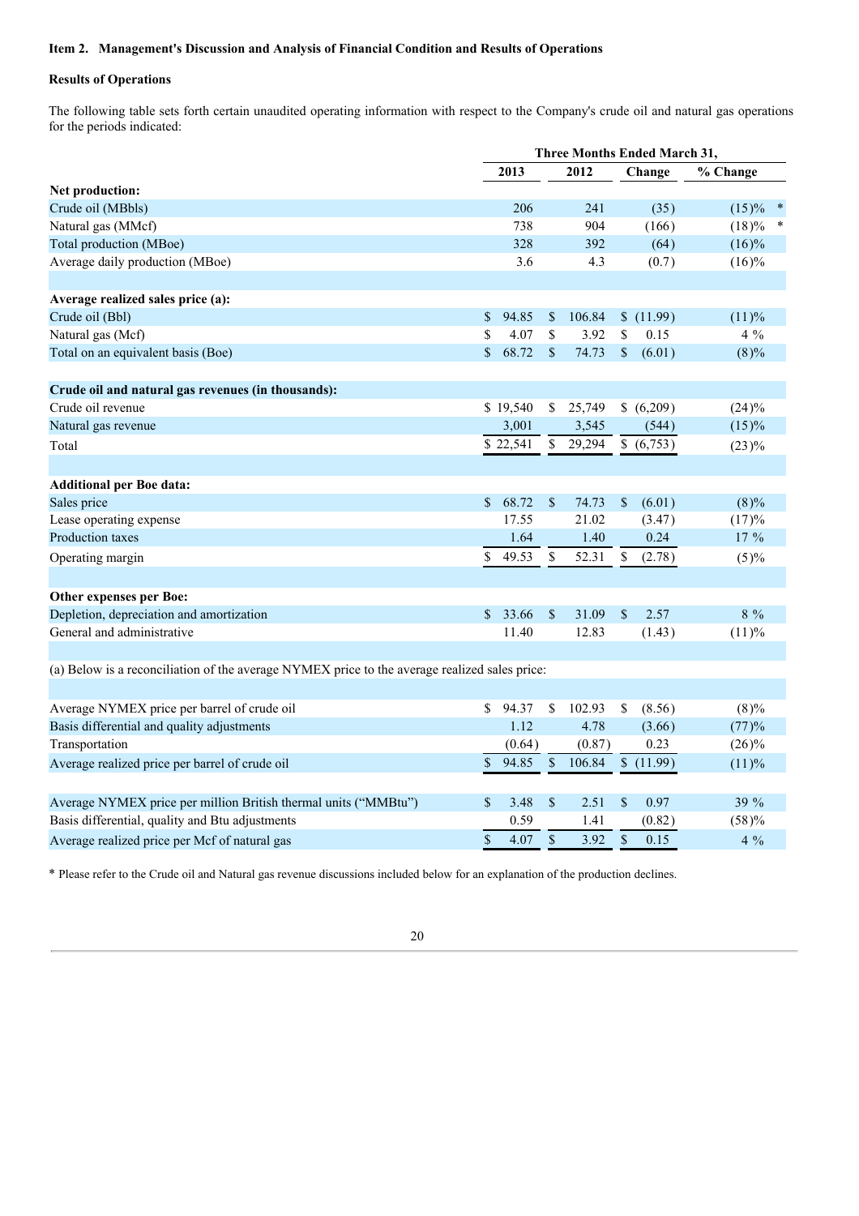**Item 2. Management's Discussion and Analysis of Financial Condition and Results of Operations**

**Results of Operations**

The following table sets forth certain unaudited operating information with respect to the Company's crude oil and natural gas operations for the periods indicated:

| | Three Months Ended March 31, | | | |
|---|---|---|---|---|
| | 2013 | 2012 | Change | % Change |
| **Net production:** | | | | |
| Crude oil (MBbls) | 206 | 241 | (35) | (15)% * |
| Natural gas (MMcf) | 738 | 904 | (166) | (18)% * |
| Total production (MBoe) | 328 | 392 | (64) | (16)% |
| Average daily production (MBoe) | 3.6 | 4.3 | (0.7) | (16)% |
| | | | | |
| **Average realized sales price (a):** | | | | |
| Crude oil (Bbl) | $ 94.85 | $ 106.84 | $ (11.99) | (11)% |
| Natural gas (Mcf) | $ 4.07 | $ 3.92 | $ 0.15 | 4 % |
| Total on an equivalent basis (Boe) | $ 68.72 | $ 74.73 | $ (6.01) | (8)% |
| | | | | |
| **Crude oil and natural gas revenues (in thousands):** | | | | |
| Crude oil revenue | $ 19,540 | $ 25,749 | $ (6,209) | (24)% |
| Natural gas revenue | 3,001 | 3,545 | (544) | (15)% |
| Total | $ 22,541 | $ 29,294 | $ (6,753) | (23)% |
| | | | | |
| **Additional per Boe data:** | | | | |
| Sales price | $ 68.72 | $ 74.73 | $ (6.01) | (8)% |
| Lease operating expense | 17.55 | 21.02 | (3.47) | (17)% |
| Production taxes | 1.64 | 1.40 | 0.24 | 17 % |
| Operating margin | $ 49.53 | $ 52.31 | $ (2.78) | (5)% |
| | | | | |
| **Other expenses per Boe:** | | | | |
| Depletion, depreciation and amortization | $ 33.66 | $ 31.09 | $ 2.57 | 8 % |
| General and administrative | 11.40 | 12.83 | (1.43) | (11)% |

(a) Below is a reconciliation of the average NYMEX price to the average realized sales price:

| | 2013 | 2012 | Change | % Change |
|---|---|---|---|---|
| Average NYMEX price per barrel of crude oil | $ 94.37 | $ 102.93 | $ (8.56) | (8)% |
| Basis differential and quality adjustments | 1.12 | 4.78 | (3.66) | (77)% |
| Transportation | (0.64) | (0.87) | 0.23 | (26)% |
| Average realized price per barrel of crude oil | $ 94.85 | $ 106.84 | $ (11.99) | (11)% |
| | | | | |
| Average NYMEX price per million British thermal units ("MMBtu") | $ 3.48 | $ 2.51 | $ 0.97 | 39 % |
| Basis differential, quality and Btu adjustments | 0.59 | 1.41 | (0.82) | (58)% |
| Average realized price per Mcf of natural gas | $ 4.07 | $ 3.92 | $ 0.15 | 4 % |

* Please refer to the Crude oil and Natural gas revenue discussions included below for an explanation of the production declines.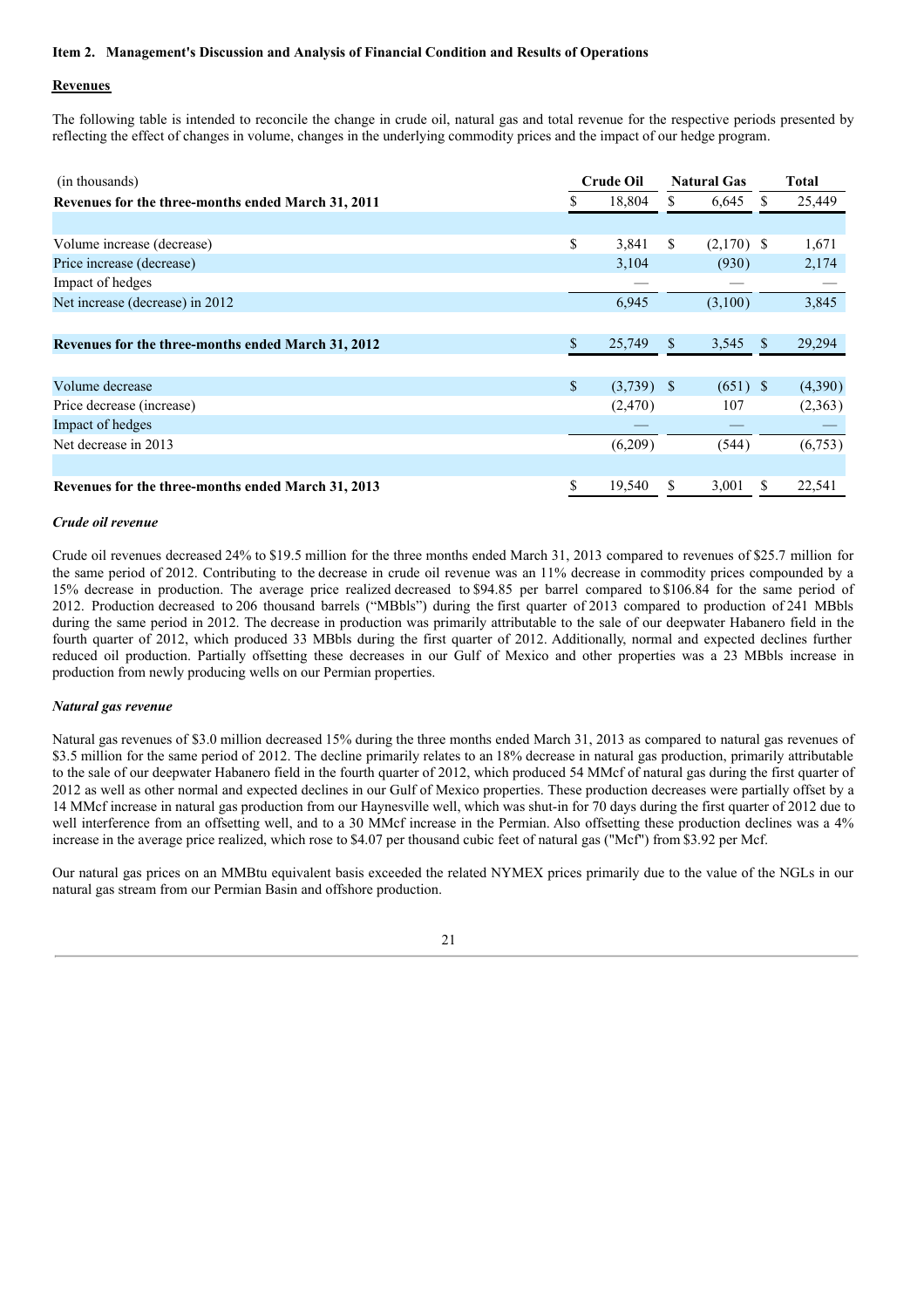**Item 2. Management's Discussion and Analysis of Financial Condition and Results of Operations**

**Revenues**

The following table is intended to reconcile the change in crude oil, natural gas and total revenue for the respective periods presented by reflecting the effect of changes in volume, changes in the underlying commodity prices and the impact of our hedge program.

| (in thousands) | Crude Oil | Natural Gas | Total |
|---|---|---|---|
| **Revenues for the three-months ended March 31, 2011** | $ 18,804 | $ 6,645 | $ 25,449 |
| | | | |
| Volume increase (decrease) | $ 3,841 | $ (2,170) | $ 1,671 |
| Price increase (decrease) | 3,104 | (930) | 2,174 |
| Impact of hedges | — | — | — |
| Net increase (decrease) in 2012 | 6,945 | (3,100) | 3,845 |
| | | | |
| **Revenues for the three-months ended March 31, 2012** | $ 25,749 | $ 3,545 | $ 29,294 |
| | | | |
| Volume decrease | $ (3,739) | $ (651) | $ (4,390) |
| Price decrease (increase) | (2,470) | 107 | (2,363) |
| Impact of hedges | — | — | — |
| Net decrease in 2013 | (6,209) | (544) | (6,753) |
| | | | |
| **Revenues for the three-months ended March 31, 2013** | $ 19,540 | $ 3,001 | $ 22,541 |

***Crude oil revenue***

Crude oil revenues decreased 24% to $19.5 million for the three months ended March 31, 2013 compared to revenues of $25.7 million for the same period of 2012. Contributing to the decrease in crude oil revenue was an 11% decrease in commodity prices compounded by a 15% decrease in production. The average price realized decreased to $94.85 per barrel compared to $106.84 for the same period of 2012. Production decreased to 206 thousand barrels ("MBbls") during the first quarter of 2013 compared to production of 241 MBbls during the same period in 2012. The decrease in production was primarily attributable to the sale of our deepwater Habanero field in the fourth quarter of 2012, which produced 33 MBbls during the first quarter of 2012. Additionally, normal and expected declines further reduced oil production. Partially offsetting these decreases in our Gulf of Mexico and other properties was a 23 MBbls increase in production from newly producing wells on our Permian properties.

***Natural gas revenue***

Natural gas revenues of $3.0 million decreased 15% during the three months ended March 31, 2013 as compared to natural gas revenues of $3.5 million for the same period of 2012. The decline primarily relates to an 18% decrease in natural gas production, primarily attributable to the sale of our deepwater Habanero field in the fourth quarter of 2012, which produced 54 MMcf of natural gas during the first quarter of 2012 as well as other normal and expected declines in our Gulf of Mexico properties. These production decreases were partially offset by a 14 MMcf increase in natural gas production from our Haynesville well, which was shut-in for 70 days during the first quarter of 2012 due to well interference from an offsetting well, and to a 30 MMcf increase in the Permian. Also offsetting these production declines was a 4% increase in the average price realized, which rose to $4.07 per thousand cubic feet of natural gas ("Mcf") from $3.92 per Mcf.

Our natural gas prices on an MMBtu equivalent basis exceeded the related NYMEX prices primarily due to the value of the NGLs in our natural gas stream from our Permian Basin and offshore production.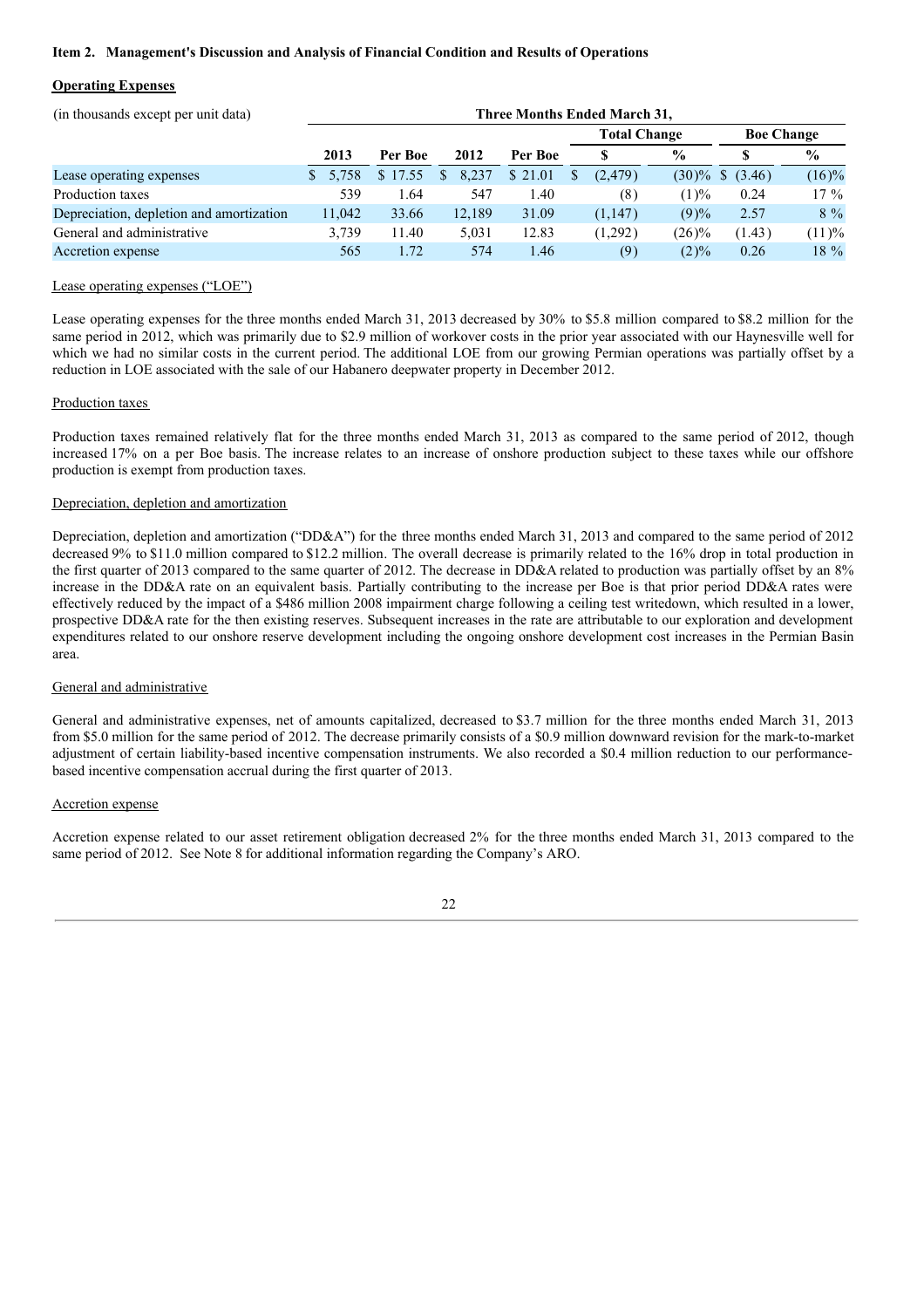**Item 2. Management's Discussion and Analysis of Financial Condition and Results of Operations**

**Operating Expenses**

| (in thousands except per unit data) | Three Months Ended March 31, | | | | | | | |
|---|---|---|---|---|---|---|---|---|
| | | | | | Total Change | | Boe Change | |
| | 2013 | Per Boe | 2012 | Per Boe | $ | % | $ | % |
| Lease operating expenses | $ 5,758 | $ 17.55 | $ 8,237 | $ 21.01 | $ (2,479) | (30)% | $ (3.46) | (16)% |
| Production taxes | 539 | 1.64 | 547 | 1.40 | (8) | (1)% | 0.24 | 17 % |
| Depreciation, depletion and amortization | 11,042 | 33.66 | 12,189 | 31.09 | (1,147) | (9)% | 2.57 | 8 % |
| General and administrative | 3,739 | 11.40 | 5,031 | 12.83 | (1,292) | (26)% | (1.43) | (11)% |
| Accretion expense | 565 | 1.72 | 574 | 1.46 | (9) | (2)% | 0.26 | 18 % |

Lease operating expenses (“LOE”)

Lease operating expenses for the three months ended March 31, 2013 decreased by 30% to $5.8 million compared to $8.2 million for the same period in 2012, which was primarily due to $2.9 million of workover costs in the prior year associated with our Haynesville well for which we had no similar costs in the current period. The additional LOE from our growing Permian operations was partially offset by a reduction in LOE associated with the sale of our Habanero deepwater property in December 2012.

Production taxes

Production taxes remained relatively flat for the three months ended March 31, 2013 as compared to the same period of 2012, though increased 17% on a per Boe basis. The increase relates to an increase of onshore production subject to these taxes while our offshore production is exempt from production taxes.

Depreciation, depletion and amortization

Depreciation, depletion and amortization (“DD&A”) for the three months ended March 31, 2013 and compared to the same period of 2012 decreased 9% to $11.0 million compared to $12.2 million. The overall decrease is primarily related to the 16% drop in total production in the first quarter of 2013 compared to the same quarter of 2012. The decrease in DD&A related to production was partially offset by an 8% increase in the DD&A rate on an equivalent basis. Partially contributing to the increase per Boe is that prior period DD&A rates were effectively reduced by the impact of a $486 million 2008 impairment charge following a ceiling test writedown, which resulted in a lower, prospective DD&A rate for the then existing reserves. Subsequent increases in the rate are attributable to our exploration and development expenditures related to our onshore reserve development including the ongoing onshore development cost increases in the Permian Basin area.

General and administrative

General and administrative expenses, net of amounts capitalized, decreased to $3.7 million for the three months ended March 31, 2013 from $5.0 million for the same period of 2012. The decrease primarily consists of a $0.9 million downward revision for the mark-to-market adjustment of certain liability-based incentive compensation instruments. We also recorded a $0.4 million reduction to our performance-based incentive compensation accrual during the first quarter of 2013.

Accretion expense

Accretion expense related to our asset retirement obligation decreased 2% for the three months ended March 31, 2013 compared to the same period of 2012. See Note 8 for additional information regarding the Company’s ARO.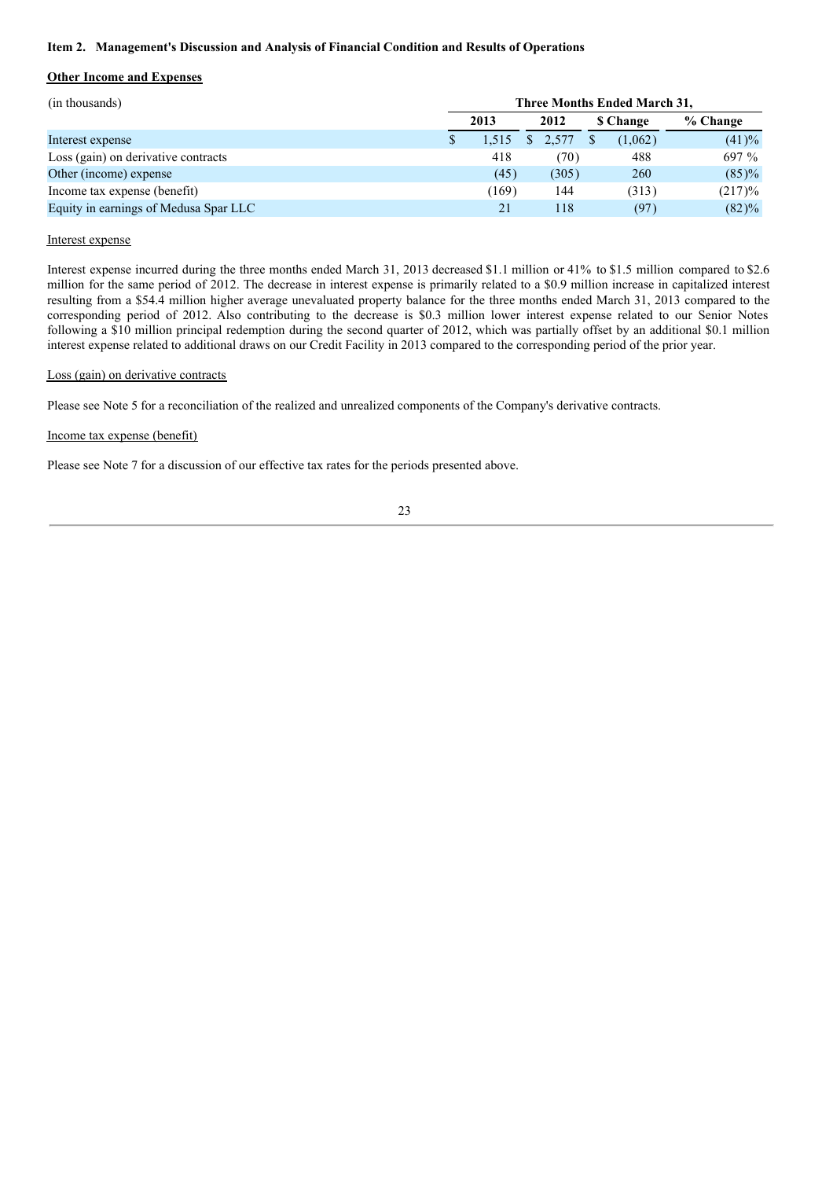**Item 2. Management's Discussion and Analysis of Financial Condition and Results of Operations**

**Other Income and Expenses**

| (in thousands) | Three Months Ended March 31, | | | |
|---|---|---|---|---|
| | 2013 | 2012 | $ Change | % Change |
| Interest expense | $ 1,515 | $ 2,577 | $ (1,062) | (41)% |
| Loss (gain) on derivative contracts | 418 | (70) | 488 | 697 % |
| Other (income) expense | (45) | (305) | 260 | (85)% |
| Income tax expense (benefit) | (169) | 144 | (313) | (217)% |
| Equity in earnings of Medusa Spar LLC | 21 | 118 | (97) | (82)% |

Interest expense

Interest expense incurred during the three months ended March 31, 2013 decreased $1.1 million or 41% to $1.5 million compared to $2.6 million for the same period of 2012. The decrease in interest expense is primarily related to a $0.9 million increase in capitalized interest resulting from a $54.4 million higher average unevaluated property balance for the three months ended March 31, 2013 compared to the corresponding period of 2012. Also contributing to the decrease is $0.3 million lower interest expense related to our Senior Notes following a $10 million principal redemption during the second quarter of 2012, which was partially offset by an additional $0.1 million interest expense related to additional draws on our Credit Facility in 2013 compared to the corresponding period of the prior year.

Loss (gain) on derivative contracts

Please see Note 5 for a reconciliation of the realized and unrealized components of the Company's derivative contracts.

Income tax expense (benefit)

Please see Note 7 for a discussion of our effective tax rates for the periods presented above.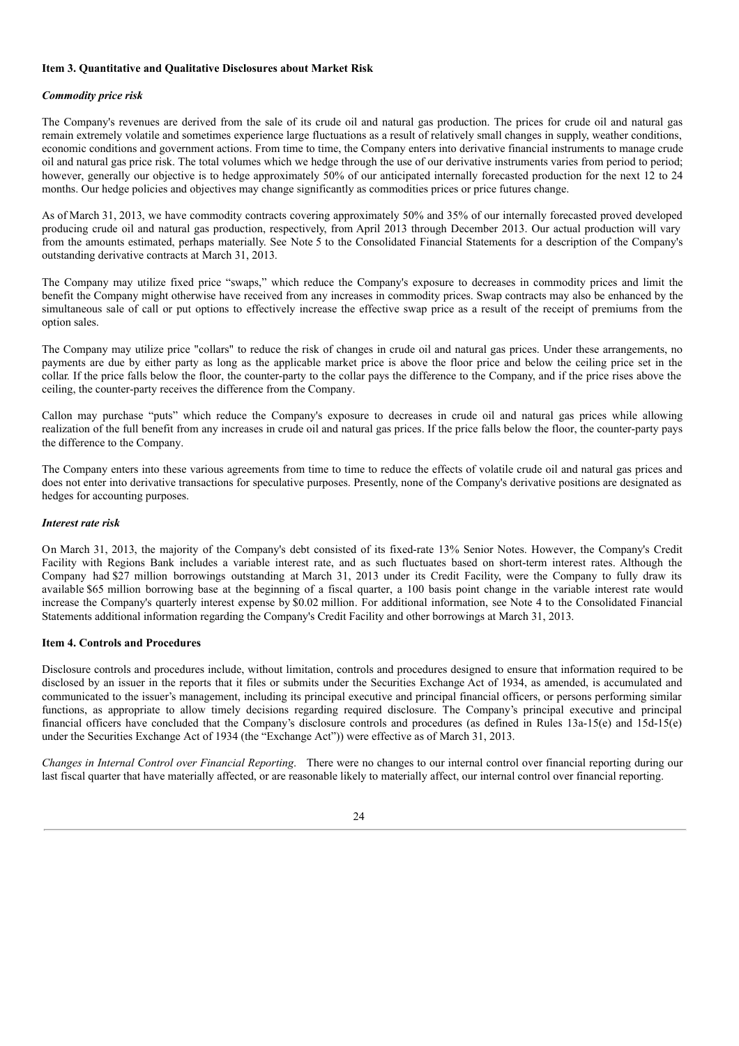**Item 3. Quantitative and Qualitative Disclosures about Market Risk**

***Commodity price risk***

The Company's revenues are derived from the sale of its crude oil and natural gas production. The prices for crude oil and natural gas remain extremely volatile and sometimes experience large fluctuations as a result of relatively small changes in supply, weather conditions, economic conditions and government actions. From time to time, the Company enters into derivative financial instruments to manage crude oil and natural gas price risk. The total volumes which we hedge through the use of our derivative instruments varies from period to period; however, generally our objective is to hedge approximately 50% of our anticipated internally forecasted production for the next 12 to 24 months. Our hedge policies and objectives may change significantly as commodities prices or price futures change.

As of March 31, 2013, we have commodity contracts covering approximately 50% and 35% of our internally forecasted proved developed producing crude oil and natural gas production, respectively, from April 2013 through December 2013. Our actual production will vary from the amounts estimated, perhaps materially. See Note 5 to the Consolidated Financial Statements for a description of the Company's outstanding derivative contracts at March 31, 2013.

The Company may utilize fixed price "swaps," which reduce the Company's exposure to decreases in commodity prices and limit the benefit the Company might otherwise have received from any increases in commodity prices. Swap contracts may also be enhanced by the simultaneous sale of call or put options to effectively increase the effective swap price as a result of the receipt of premiums from the option sales.

The Company may utilize price "collars" to reduce the risk of changes in crude oil and natural gas prices. Under these arrangements, no payments are due by either party as long as the applicable market price is above the floor price and below the ceiling price set in the collar. If the price falls below the floor, the counter-party to the collar pays the difference to the Company, and if the price rises above the ceiling, the counter-party receives the difference from the Company.

Callon may purchase "puts" which reduce the Company's exposure to decreases in crude oil and natural gas prices while allowing realization of the full benefit from any increases in crude oil and natural gas prices. If the price falls below the floor, the counter-party pays the difference to the Company.

The Company enters into these various agreements from time to time to reduce the effects of volatile crude oil and natural gas prices and does not enter into derivative transactions for speculative purposes. Presently, none of the Company's derivative positions are designated as hedges for accounting purposes.

***Interest rate risk***

On March 31, 2013, the majority of the Company's debt consisted of its fixed-rate 13% Senior Notes. However, the Company's Credit Facility with Regions Bank includes a variable interest rate, and as such fluctuates based on short-term interest rates. Although the Company had $27 million borrowings outstanding at March 31, 2013 under its Credit Facility, were the Company to fully draw its available $65 million borrowing base at the beginning of a fiscal quarter, a 100 basis point change in the variable interest rate would increase the Company's quarterly interest expense by $0.02 million. For additional information, see Note 4 to the Consolidated Financial Statements additional information regarding the Company's Credit Facility and other borrowings at March 31, 2013.

**Item 4. Controls and Procedures**

Disclosure controls and procedures include, without limitation, controls and procedures designed to ensure that information required to be disclosed by an issuer in the reports that it files or submits under the Securities Exchange Act of 1934, as amended, is accumulated and communicated to the issuer's management, including its principal executive and principal financial officers, or persons performing similar functions, as appropriate to allow timely decisions regarding required disclosure. The Company's principal executive and principal financial officers have concluded that the Company's disclosure controls and procedures (as defined in Rules 13a-15(e) and 15d-15(e) under the Securities Exchange Act of 1934 (the "Exchange Act")) were effective as of March 31, 2013.

*Changes in Internal Control over Financial Reporting*. There were no changes to our internal control over financial reporting during our last fiscal quarter that have materially affected, or are reasonable likely to materially affect, our internal control over financial reporting.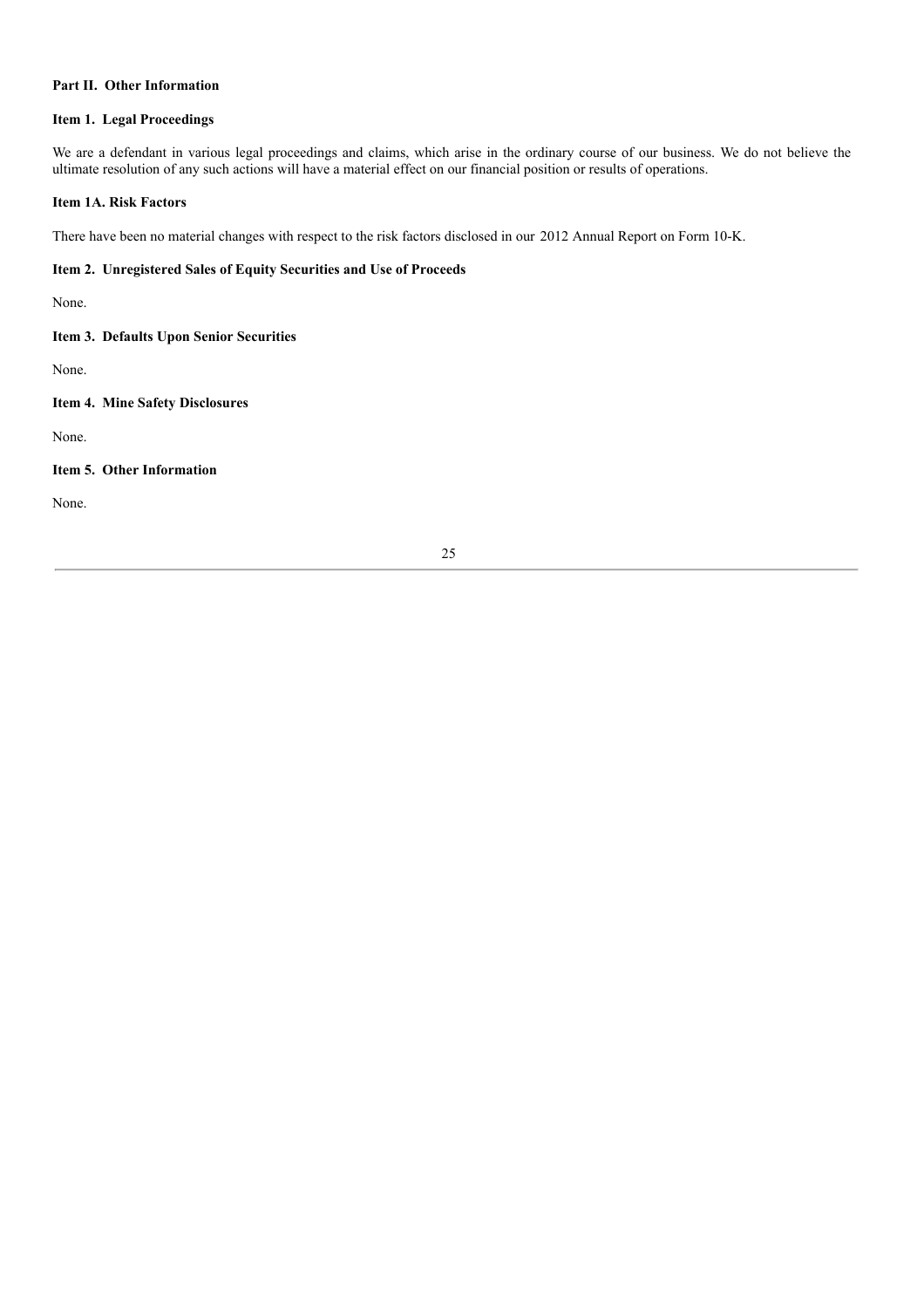## Part II. Other Information

### Item 1. Legal Proceedings

We are a defendant in various legal proceedings and claims, which arise in the ordinary course of our business. We do not believe the ultimate resolution of any such actions will have a material effect on our financial position or results of operations.

### Item 1A. Risk Factors

There have been no material changes with respect to the risk factors disclosed in our 2012 Annual Report on Form 10-K.

### Item 2. Unregistered Sales of Equity Securities and Use of Proceeds

None.

### Item 3. Defaults Upon Senior Securities

None.

### Item 4. Mine Safety Disclosures

None.

### Item 5. Other Information

None.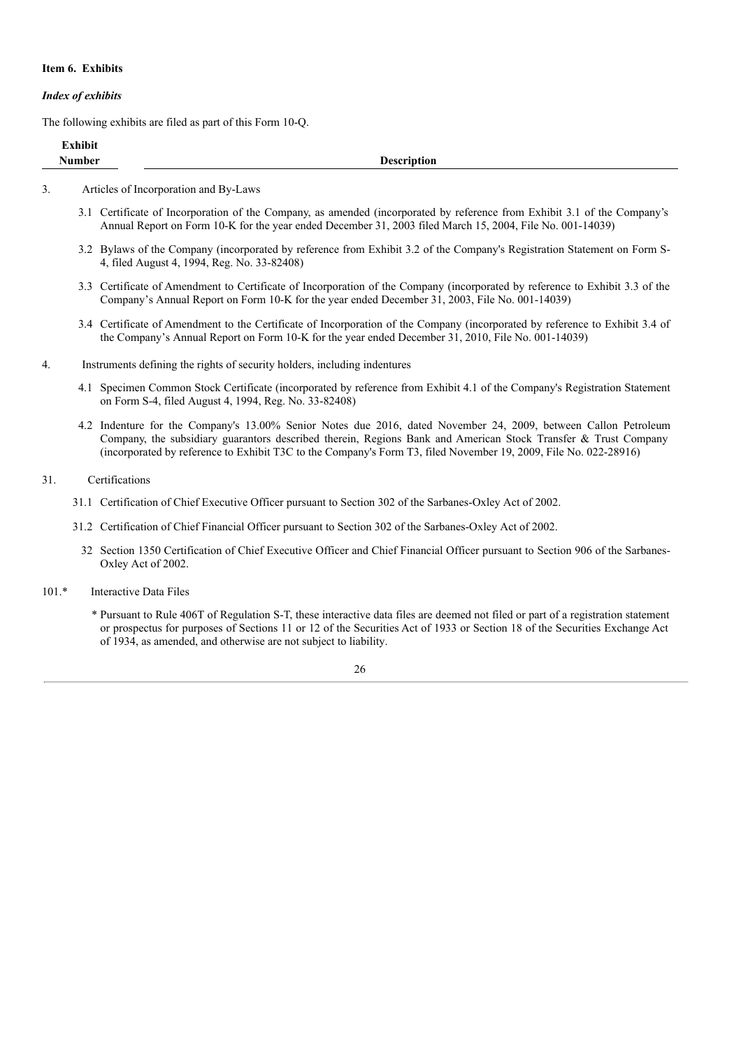**Item 6. Exhibits**

***Index of exhibits***

The following exhibits are filed as part of this Form 10-Q.

| Exhibit Number | Description |
|---|---|
| 3. | Articles of Incorporation and By-Laws |
| 3.1 | Certificate of Incorporation of the Company, as amended (incorporated by reference from Exhibit 3.1 of the Company's Annual Report on Form 10-K for the year ended December 31, 2003 filed March 15, 2004, File No. 001-14039) |
| 3.2 | Bylaws of the Company (incorporated by reference from Exhibit 3.2 of the Company's Registration Statement on Form S-4, filed August 4, 1994, Reg. No. 33-82408) |
| 3.3 | Certificate of Amendment to Certificate of Incorporation of the Company (incorporated by reference to Exhibit 3.3 of the Company's Annual Report on Form 10-K for the year ended December 31, 2003, File No. 001-14039) |
| 3.4 | Certificate of Amendment to the Certificate of Incorporation of the Company (incorporated by reference to Exhibit 3.4 of the Company's Annual Report on Form 10-K for the year ended December 31, 2010, File No. 001-14039) |
| 4. | Instruments defining the rights of security holders, including indentures |
| 4.1 | Specimen Common Stock Certificate (incorporated by reference from Exhibit 4.1 of the Company's Registration Statement on Form S-4, filed August 4, 1994, Reg. No. 33-82408) |
| 4.2 | Indenture for the Company's 13.00% Senior Notes due 2016, dated November 24, 2009, between Callon Petroleum Company, the subsidiary guarantors described therein, Regions Bank and American Stock Transfer & Trust Company (incorporated by reference to Exhibit T3C to the Company's Form T3, filed November 19, 2009, File No. 022-28916) |
| 31. | Certifications |
| 31.1 | Certification of Chief Executive Officer pursuant to Section 302 of the Sarbanes-Oxley Act of 2002. |
| 31.2 | Certification of Chief Financial Officer pursuant to Section 302 of the Sarbanes-Oxley Act of 2002. |
| 32 | Section 1350 Certification of Chief Executive Officer and Chief Financial Officer pursuant to Section 906 of the Sarbanes-Oxley Act of 2002. |
| 101.* | Interactive Data Files |

\* Pursuant to Rule 406T of Regulation S-T, these interactive data files are deemed not filed or part of a registration statement or prospectus for purposes of Sections 11 or 12 of the Securities Act of 1933 or Section 18 of the Securities Exchange Act of 1934, as amended, and otherwise are not subject to liability.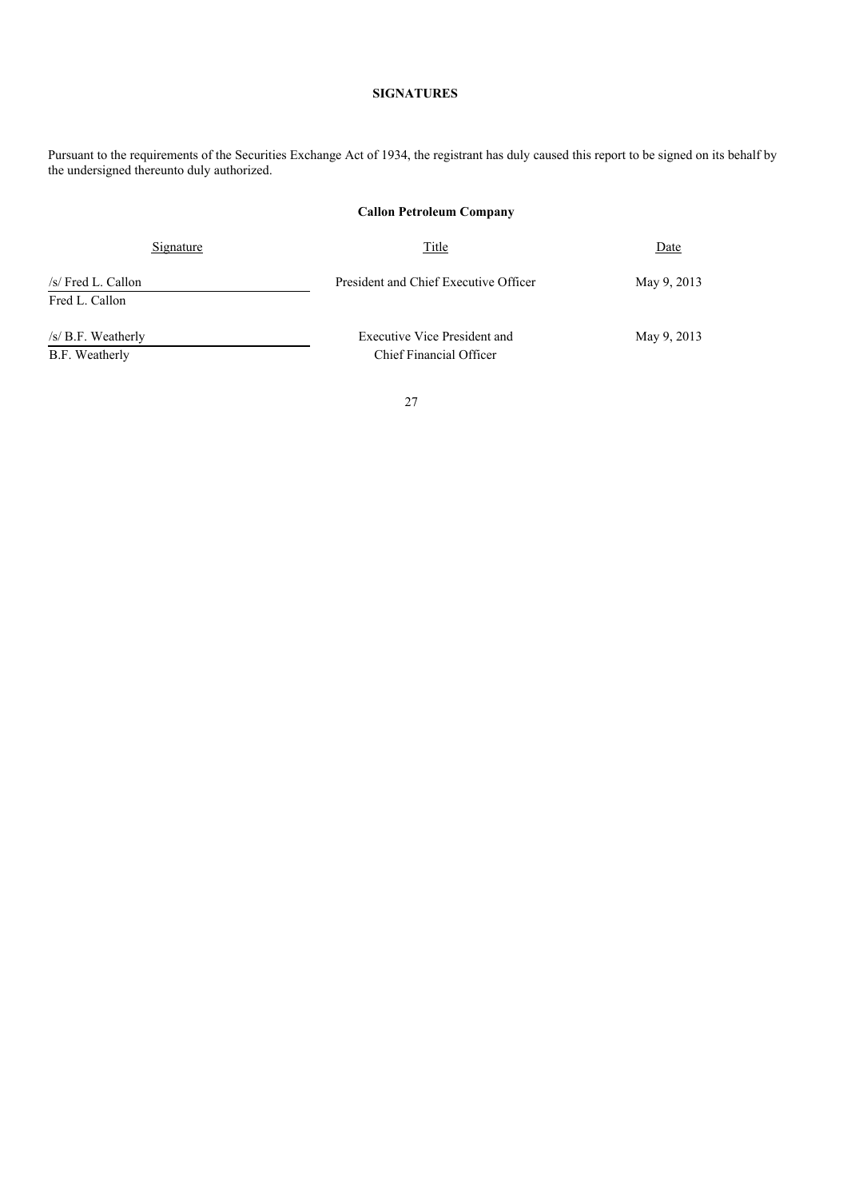**SIGNATURES**

Pursuant to the requirements of the Securities Exchange Act of 1934, the registrant has duly caused this report to be signed on its behalf by the undersigned thereunto duly authorized.

**Callon Petroleum Company**

| Signature | Title | Date |
|---|---|---|
| /s/ Fred L. Callon<br>Fred L. Callon | President and Chief Executive Officer | May 9, 2013 |
| /s/ B.F. Weatherly<br>B.F. Weatherly | Executive Vice President and Chief Financial Officer | May 9, 2013 |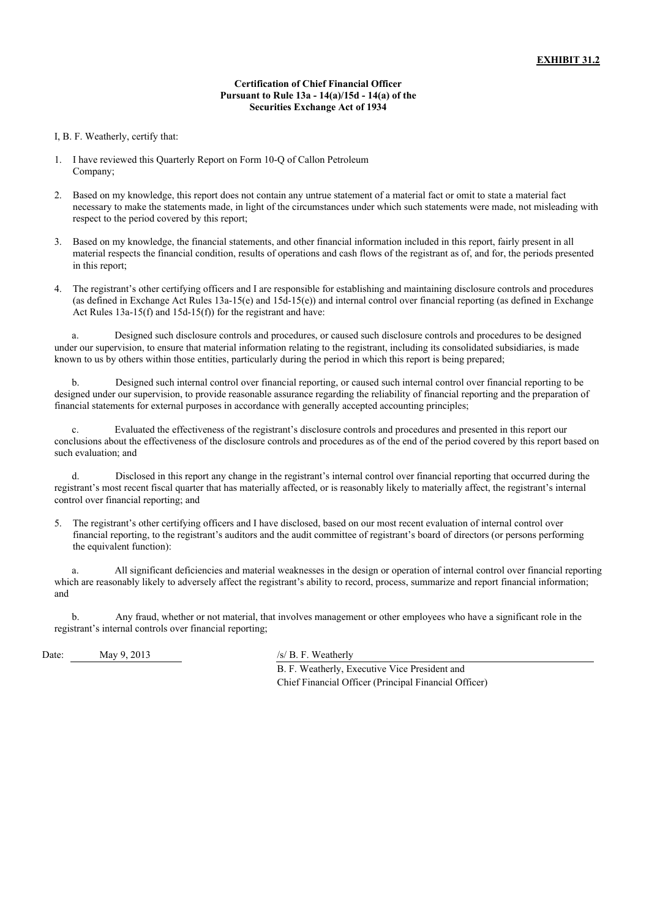**EXHIBIT 31.2**

**Certification of Chief Financial Officer**
**Pursuant to Rule 13a - 14(a)/15d - 14(a) of the**
**Securities Exchange Act of 1934**

I, B. F. Weatherly, certify that:

1. I have reviewed this Quarterly Report on Form 10-Q of Callon Petroleum Company;

2. Based on my knowledge, this report does not contain any untrue statement of a material fact or omit to state a material fact necessary to make the statements made, in light of the circumstances under which such statements were made, not misleading with respect to the period covered by this report;

3. Based on my knowledge, the financial statements, and other financial information included in this report, fairly present in all material respects the financial condition, results of operations and cash flows of the registrant as of, and for, the periods presented in this report;

4. The registrant's other certifying officers and I are responsible for establishing and maintaining disclosure controls and procedures (as defined in Exchange Act Rules 13a-15(e) and 15d-15(e)) and internal control over financial reporting (as defined in Exchange Act Rules 13a-15(f) and 15d-15(f)) for the registrant and have:

   a. Designed such disclosure controls and procedures, or caused such disclosure controls and procedures to be designed under our supervision, to ensure that material information relating to the registrant, including its consolidated subsidiaries, is made known to us by others within those entities, particularly during the period in which this report is being prepared;

   b. Designed such internal control over financial reporting, or caused such internal control over financial reporting to be designed under our supervision, to provide reasonable assurance regarding the reliability of financial reporting and the preparation of financial statements for external purposes in accordance with generally accepted accounting principles;

   c. Evaluated the effectiveness of the registrant's disclosure controls and procedures and presented in this report our conclusions about the effectiveness of the disclosure controls and procedures as of the end of the period covered by this report based on such evaluation; and

   d. Disclosed in this report any change in the registrant's internal control over financial reporting that occurred during the registrant's most recent fiscal quarter that has materially affected, or is reasonably likely to materially affect, the registrant's internal control over financial reporting; and

5. The registrant's other certifying officers and I have disclosed, based on our most recent evaluation of internal control over financial reporting, to the registrant's auditors and the audit committee of registrant's board of directors (or persons performing the equivalent function):

   a. All significant deficiencies and material weaknesses in the design or operation of internal control over financial reporting which are reasonably likely to adversely affect the registrant's ability to record, process, summarize and report financial information; and

   b. Any fraud, whether or not material, that involves management or other employees who have a significant role in the registrant's internal controls over financial reporting;

Date: May 9, 2013

/s/ B. F. Weatherly

B. F. Weatherly, Executive Vice President and
Chief Financial Officer (Principal Financial Officer)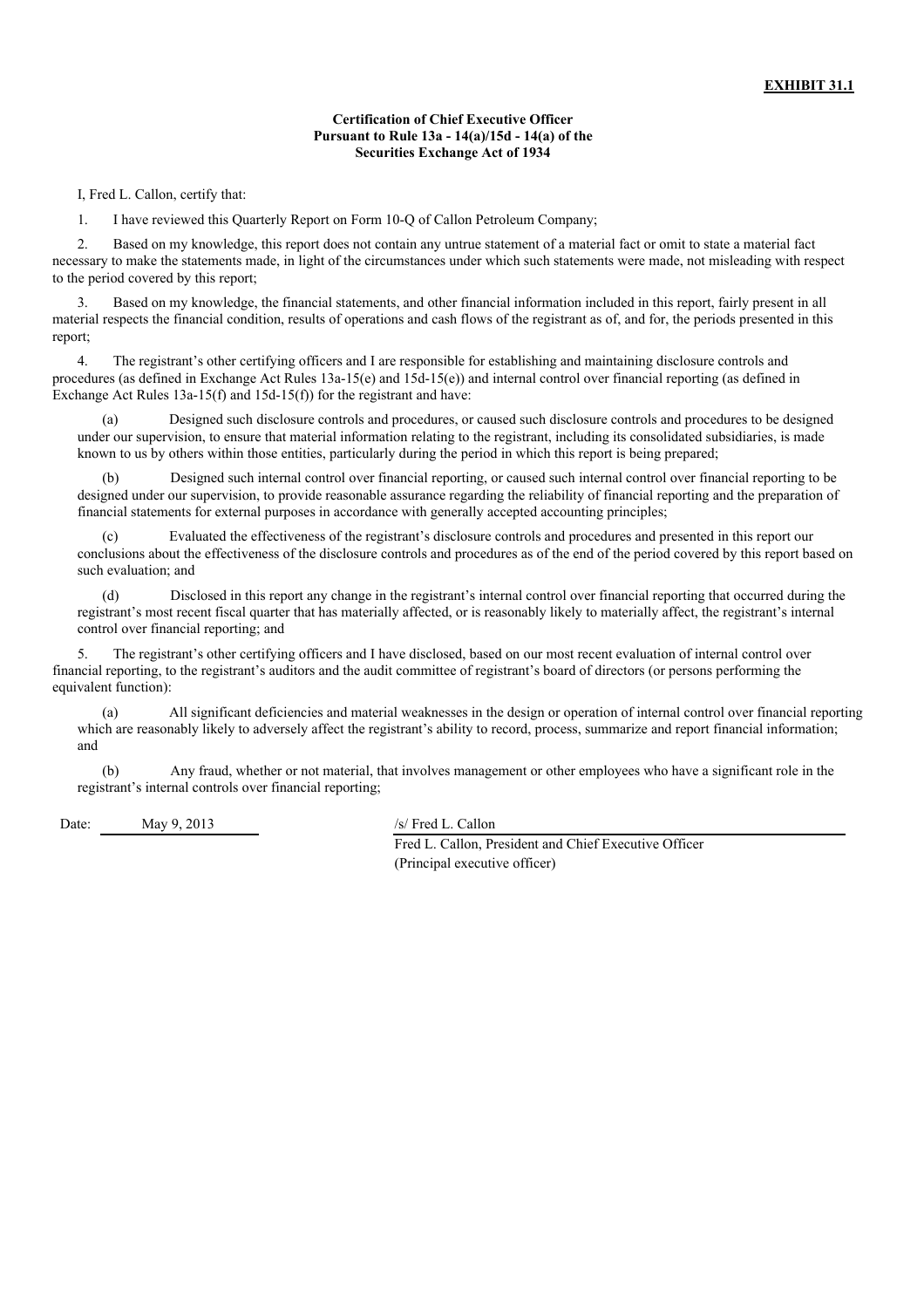**EXHIBIT 31.1**

**Certification of Chief Executive Officer**
**Pursuant to Rule 13a - 14(a)/15d - 14(a) of the**
**Securities Exchange Act of 1934**

I, Fred L. Callon, certify that:

1. I have reviewed this Quarterly Report on Form 10-Q of Callon Petroleum Company;

2. Based on my knowledge, this report does not contain any untrue statement of a material fact or omit to state a material fact necessary to make the statements made, in light of the circumstances under which such statements were made, not misleading with respect to the period covered by this report;

3. Based on my knowledge, the financial statements, and other financial information included in this report, fairly present in all material respects the financial condition, results of operations and cash flows of the registrant as of, and for, the periods presented in this report;

4. The registrant's other certifying officers and I are responsible for establishing and maintaining disclosure controls and procedures (as defined in Exchange Act Rules 13a-15(e) and 15d-15(e)) and internal control over financial reporting (as defined in Exchange Act Rules 13a-15(f) and 15d-15(f)) for the registrant and have:

(a) Designed such disclosure controls and procedures, or caused such disclosure controls and procedures to be designed under our supervision, to ensure that material information relating to the registrant, including its consolidated subsidiaries, is made known to us by others within those entities, particularly during the period in which this report is being prepared;

(b) Designed such internal control over financial reporting, or caused such internal control over financial reporting to be designed under our supervision, to provide reasonable assurance regarding the reliability of financial reporting and the preparation of financial statements for external purposes in accordance with generally accepted accounting principles;

(c) Evaluated the effectiveness of the registrant's disclosure controls and procedures and presented in this report our conclusions about the effectiveness of the disclosure controls and procedures as of the end of the period covered by this report based on such evaluation; and

(d) Disclosed in this report any change in the registrant's internal control over financial reporting that occurred during the registrant's most recent fiscal quarter that has materially affected, or is reasonably likely to materially affect, the registrant's internal control over financial reporting; and

5. The registrant's other certifying officers and I have disclosed, based on our most recent evaluation of internal control over financial reporting, to the registrant's auditors and the audit committee of registrant's board of directors (or persons performing the equivalent function):

(a) All significant deficiencies and material weaknesses in the design or operation of internal control over financial reporting which are reasonably likely to adversely affect the registrant's ability to record, process, summarize and report financial information; and

(b) Any fraud, whether or not material, that involves management or other employees who have a significant role in the registrant's internal controls over financial reporting;

Date: May 9, 2013

/s/ Fred L. Callon
Fred L. Callon, President and Chief Executive Officer
(Principal executive officer)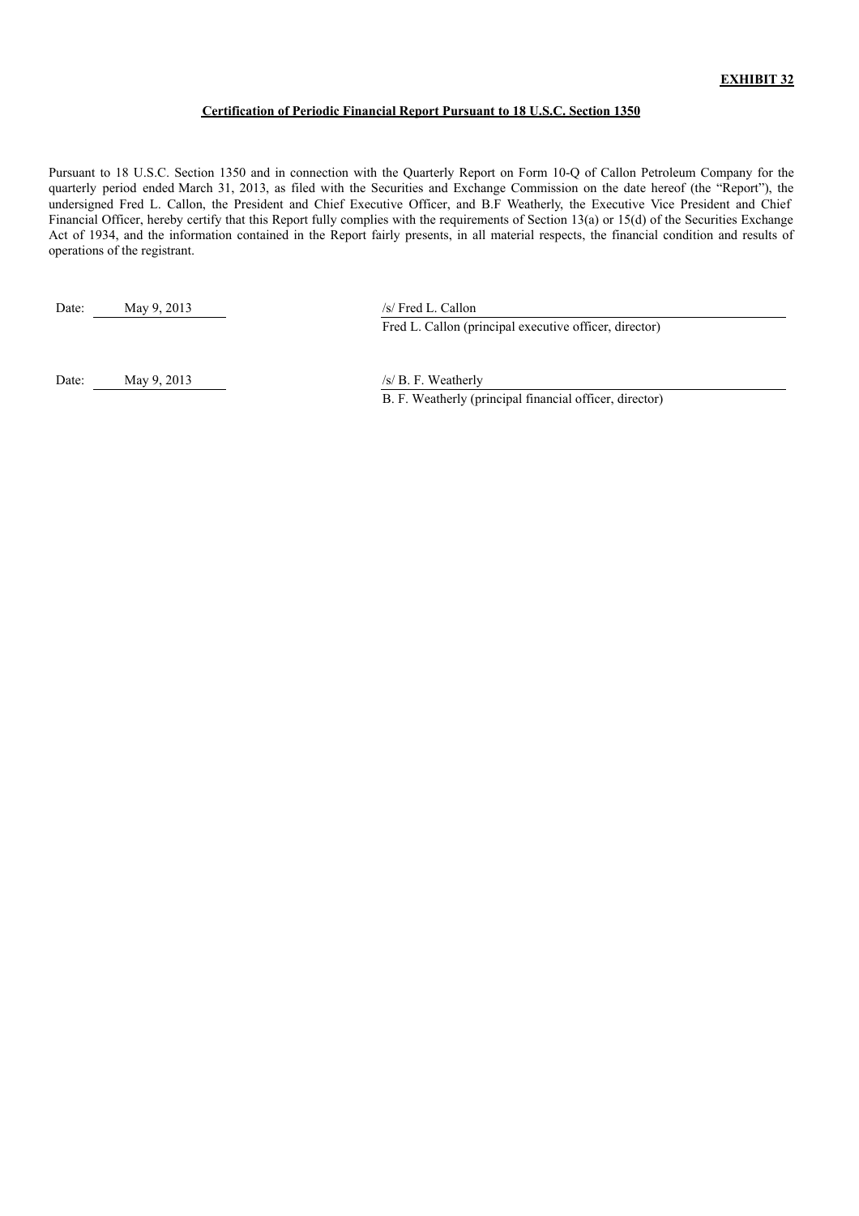**EXHIBIT 32**

**Certification of Periodic Financial Report Pursuant to 18 U.S.C. Section 1350**

Pursuant to 18 U.S.C. Section 1350 and in connection with the Quarterly Report on Form 10-Q of Callon Petroleum Company for the quarterly period ended March 31, 2013, as filed with the Securities and Exchange Commission on the date hereof (the "Report"), the undersigned Fred L. Callon, the President and Chief Executive Officer, and B.F Weatherly, the Executive Vice President and Chief Financial Officer, hereby certify that this Report fully complies with the requirements of Section 13(a) or 15(d) of the Securities Exchange Act of 1934, and the information contained in the Report fairly presents, in all material respects, the financial condition and results of operations of the registrant.

Date: May 9, 2013

/s/ Fred L. Callon

Fred L. Callon (principal executive officer, director)

Date: May 9, 2013

/s/ B. F. Weatherly

B. F. Weatherly (principal financial officer, director)